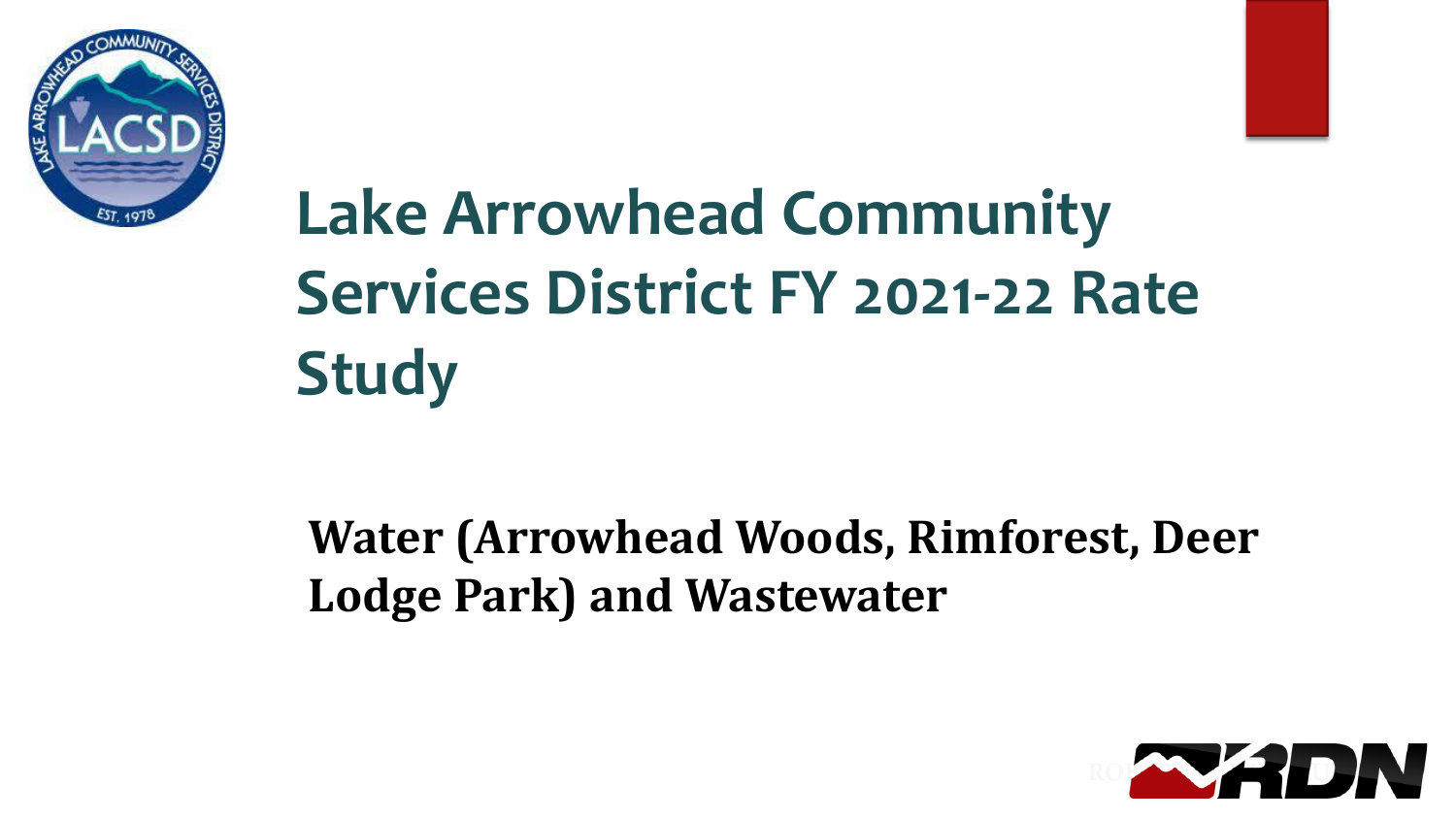# Lake Arrowhead Community Services District FY 2021-22 Rate Study

**Water (Arrowhead Woods, Rimforest, Deer Lodge Park) and Wastewater**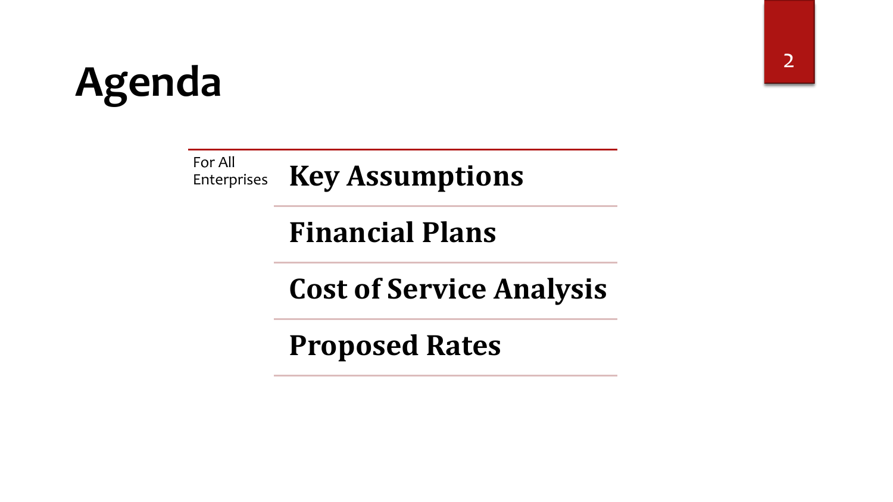# Agenda

For All Enterprises

- **Key Assumptions**
- **Financial Plans**
- **Cost of Service Analysis**
- **Proposed Rates**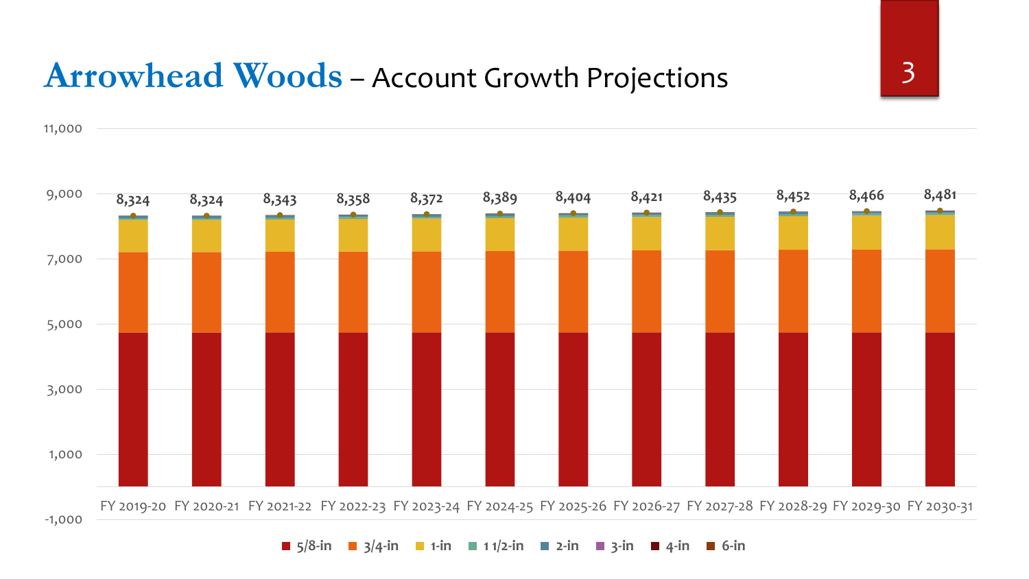# Arrowhead Woods – Account Growth Projections

| Fiscal Year | Total Accounts |
|---|---|
| FY 2019-20 | 8,324 |
| FY 2020-21 | 8,324 |
| FY 2021-22 | 8,343 |
| FY 2022-23 | 8,358 |
| FY 2023-24 | 8,372 |
| FY 2024-25 | 8,389 |
| FY 2025-26 | 8,404 |
| FY 2026-27 | 8,421 |
| FY 2027-28 | 8,435 |
| FY 2028-29 | 8,452 |
| FY 2029-30 | 8,466 |
| FY 2030-31 | 8,481 |

Legend: 5/8-in, 3/4-in, 1-in, 1 1/2-in, 2-in, 3-in, 4-in, 6-in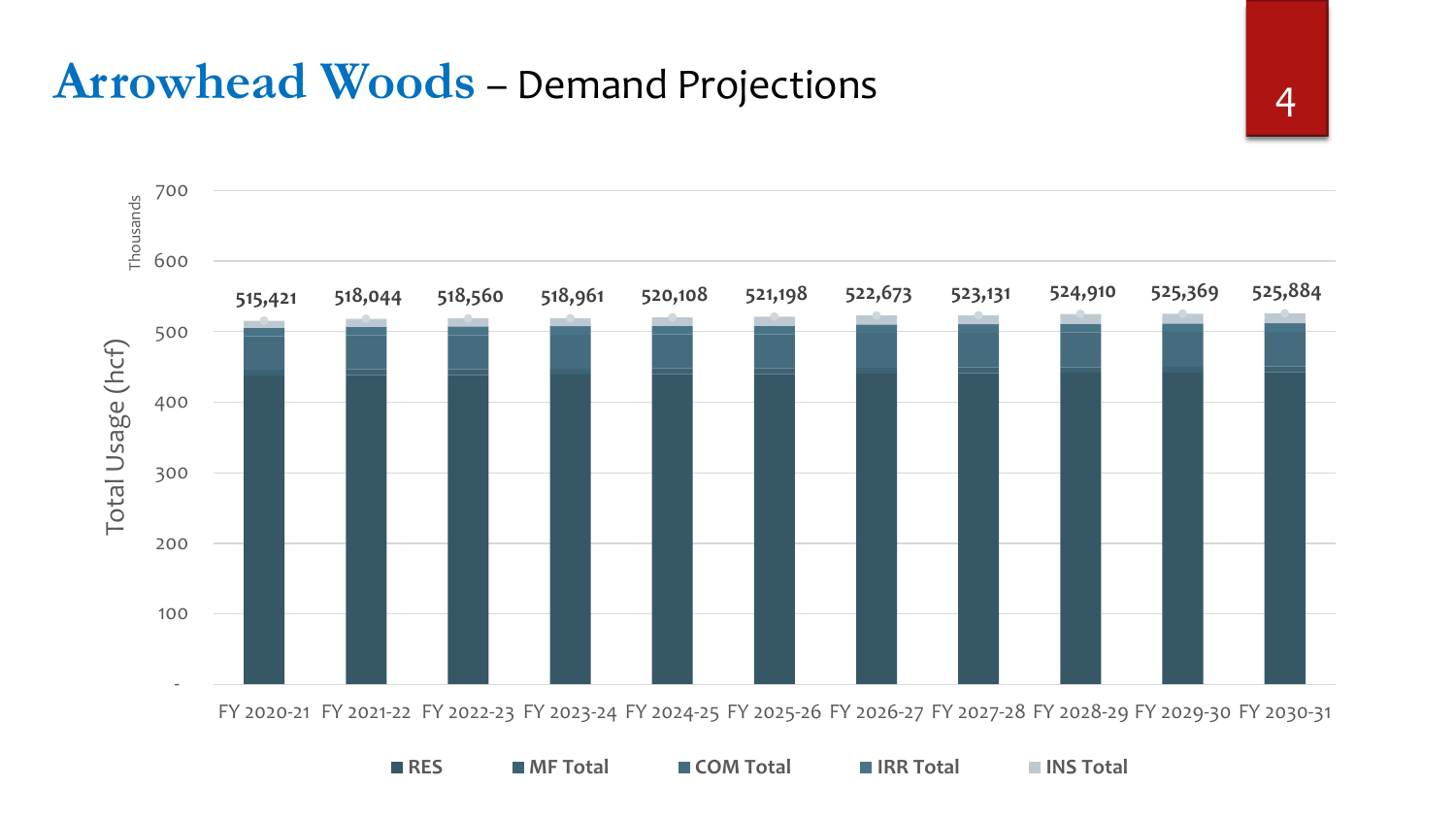# **Arrowhead Woods** – Demand Projections

Total Usage (hcf), Thousands

| Fiscal Year | Total Usage (hcf) |
|---|---|
| FY 2020-21 | 515,421 |
| FY 2021-22 | 518,044 |
| FY 2022-23 | 518,560 |
| FY 2023-24 | 518,961 |
| FY 2024-25 | 520,108 |
| FY 2025-26 | 521,198 |
| FY 2026-27 | 522,673 |
| FY 2027-28 | 523,131 |
| FY 2028-29 | 524,910 |
| FY 2029-30 | 525,369 |
| FY 2030-31 | 525,884 |

Legend: RES, MF Total, COM Total, IRR Total, INS Total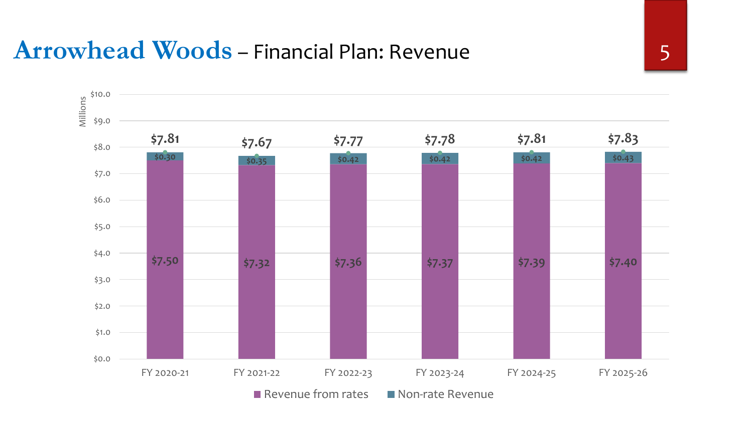# Arrowhead Woods – Financial Plan: Revenue

Millions

| | FY 2020-21 | FY 2021-22 | FY 2022-23 | FY 2023-24 | FY 2024-25 | FY 2025-26 |
|---|---|---|---|---|---|---|
| Revenue from rates | $7.50 | $7.32 | $7.36 | $7.37 | $7.39 | $7.40 |
| Non-rate Revenue | $0.30 | $0.35 | $0.42 | $0.42 | $0.42 | $0.43 |
| Total | $7.81 | $7.67 | $7.77 | $7.78 | $7.81 | $7.83 |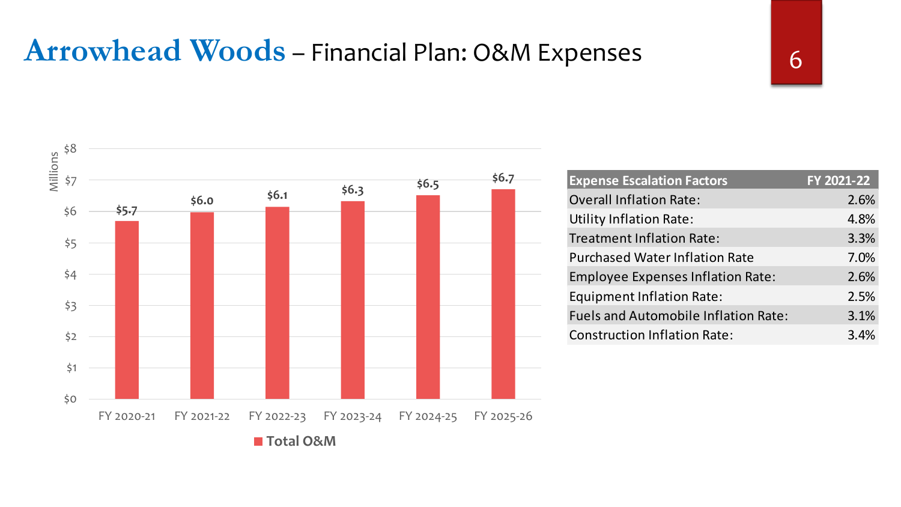# Arrowhead Woods – Financial Plan: O&M Expenses

| Fiscal Year | Total O&M (Millions) |
|---|---|
| FY 2020-21 | $5.7 |
| FY 2021-22 | $6.0 |
| FY 2022-23 | $6.1 |
| FY 2023-24 | $6.3 |
| FY 2024-25 | $6.5 |
| FY 2025-26 | $6.7 |

| Expense Escalation Factors | FY 2021-22 |
|---|---|
| Overall Inflation Rate: | 2.6% |
| Utility Inflation Rate: | 4.8% |
| Treatment Inflation Rate: | 3.3% |
| Purchased Water Inflation Rate | 7.0% |
| Employee Expenses Inflation Rate: | 2.6% |
| Equipment Inflation Rate: | 2.5% |
| Fuels and Automobile Inflation Rate: | 3.1% |
| Construction Inflation Rate: | 3.4% |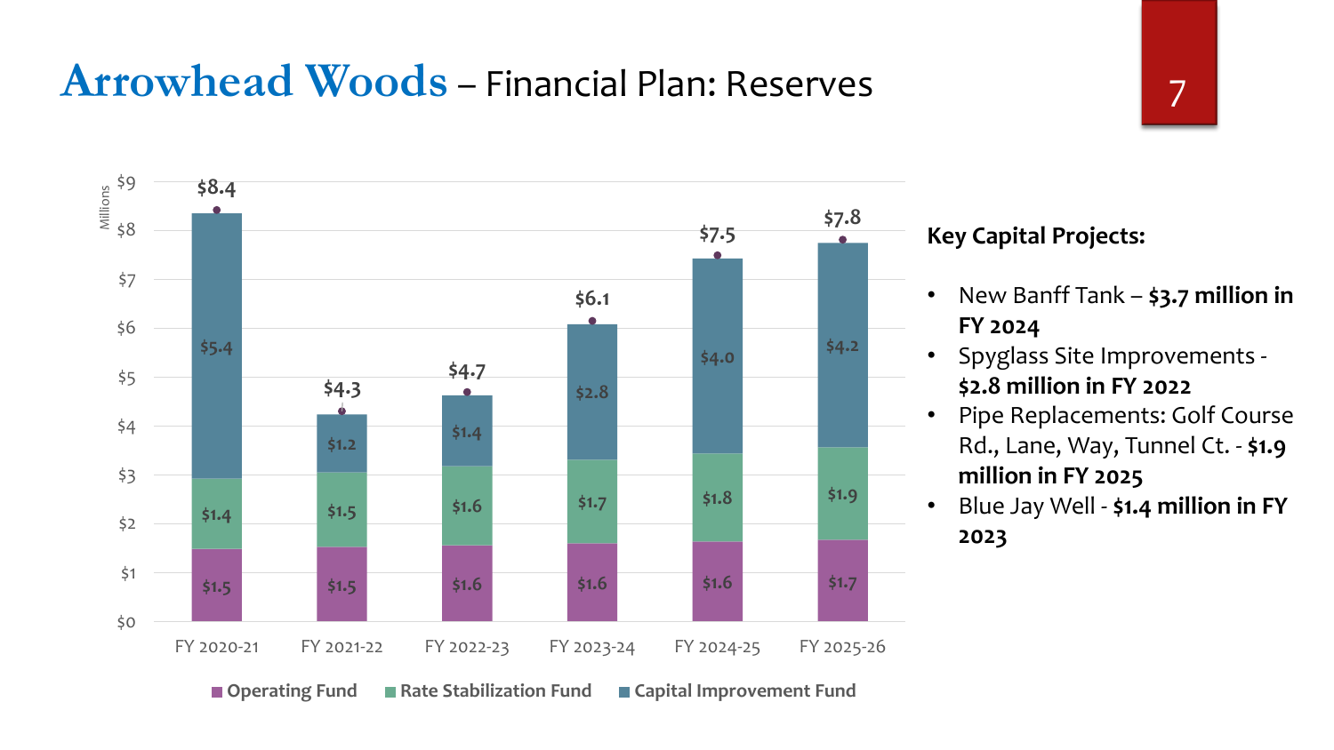# Arrowhead Woods – Financial Plan: Reserves

Millions

| | FY 2020-21 | FY 2021-22 | FY 2022-23 | FY 2023-24 | FY 2024-25 | FY 2025-26 |
|---|---|---|---|---|---|---|
| Operating Fund | $1.5 | $1.5 | $1.6 | $1.6 | $1.6 | $1.7 |
| Rate Stabilization Fund | $1.4 | $1.5 | $1.6 | $1.7 | $1.8 | $1.9 |
| Capital Improvement Fund | $5.4 | $1.2 | $1.4 | $2.8 | $4.0 | $4.2 |
| Total | $8.4 | $4.3 | $4.7 | $6.1 | $7.5 | $7.8 |

**Key Capital Projects:**

- New Banff Tank – **$3.7 million in FY 2024**
- Spyglass Site Improvements - **$2.8 million in FY 2022**
- Pipe Replacements: Golf Course Rd., Lane, Way, Tunnel Ct. - **$1.9 million in FY 2025**
- Blue Jay Well - **$1.4 million in FY 2023**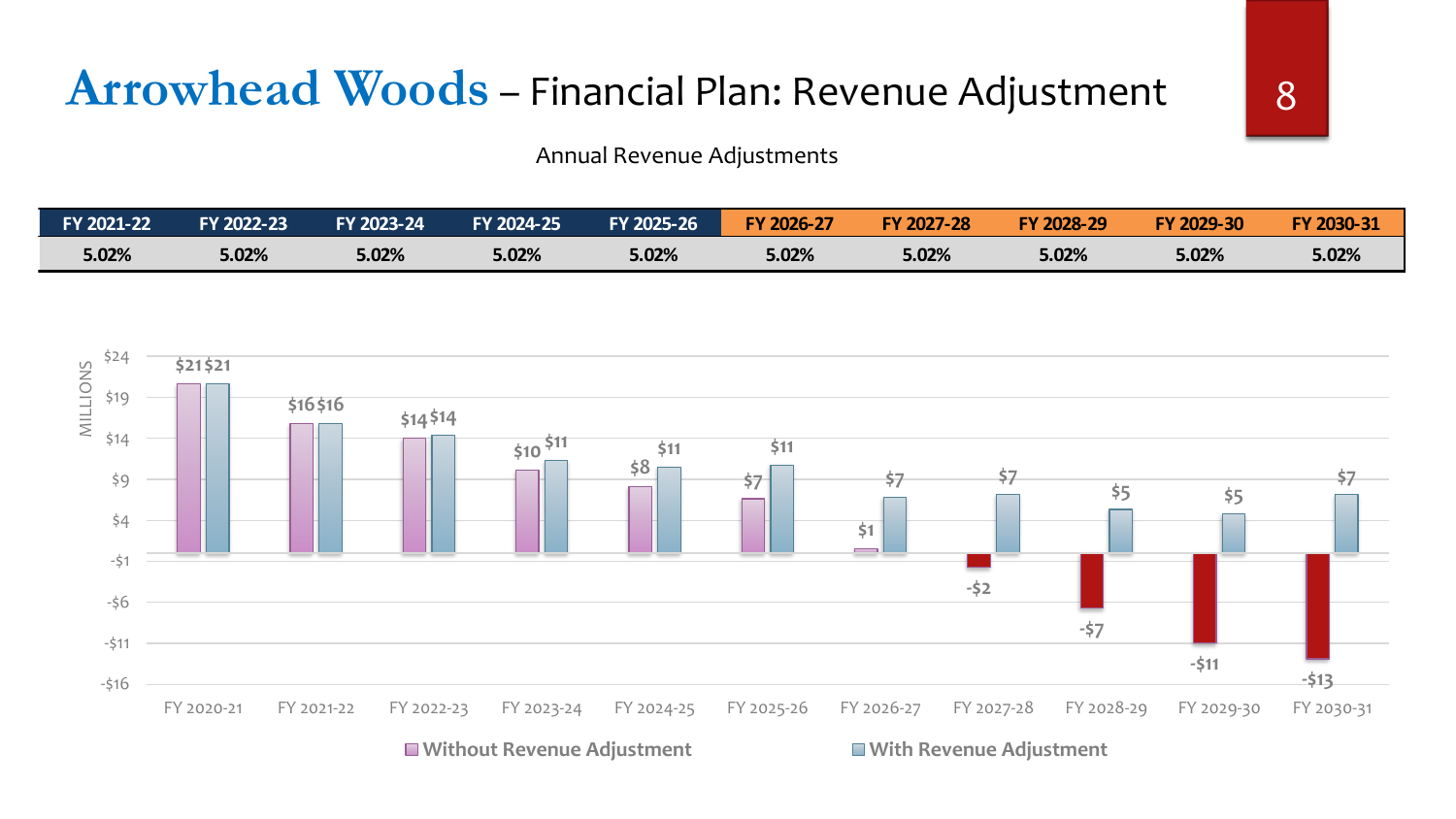# Arrowhead Woods – Financial Plan: Revenue Adjustment

Annual Revenue Adjustments

| FY 2021-22 | FY 2022-23 | FY 2023-24 | FY 2024-25 | FY 2025-26 | FY 2026-27 | FY 2027-28 | FY 2028-29 | FY 2029-30 | FY 2030-31 |
|---|---|---|---|---|---|---|---|---|---|
| 5.02% | 5.02% | 5.02% | 5.02% | 5.02% | 5.02% | 5.02% | 5.02% | 5.02% | 5.02% |

| MILLIONS | Without Revenue Adjustment | With Revenue Adjustment |
|---|---|---|
| FY 2020-21 | $21 | $21 |
| FY 2021-22 | $16 | $16 |
| FY 2022-23 | $14 | $14 |
| FY 2023-24 | $10 | $11 |
| FY 2024-25 | $8 | $11 |
| FY 2025-26 | $7 | $11 |
| FY 2026-27 | $1 | $7 |
| FY 2027-28 | -$2 | $7 |
| FY 2028-29 | -$7 | $5 |
| FY 2029-30 | -$11 | $5 |
| FY 2030-31 | -$13 | $7 |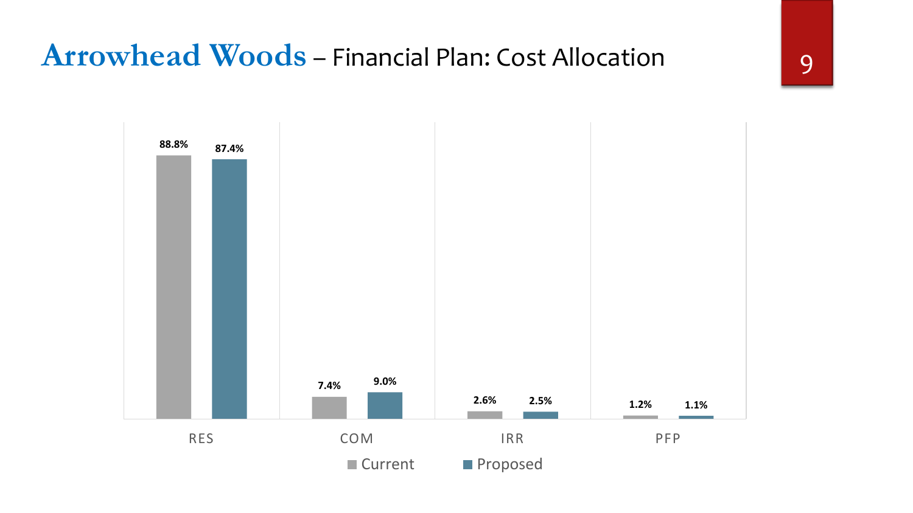# Arrowhead Woods – Financial Plan: Cost Allocation

| | Current | Proposed |
|---|---|---|
| RES | 88.8% | 87.4% |
| COM | 7.4% | 9.0% |
| IRR | 2.6% | 2.5% |
| PFP | 1.2% | 1.1% |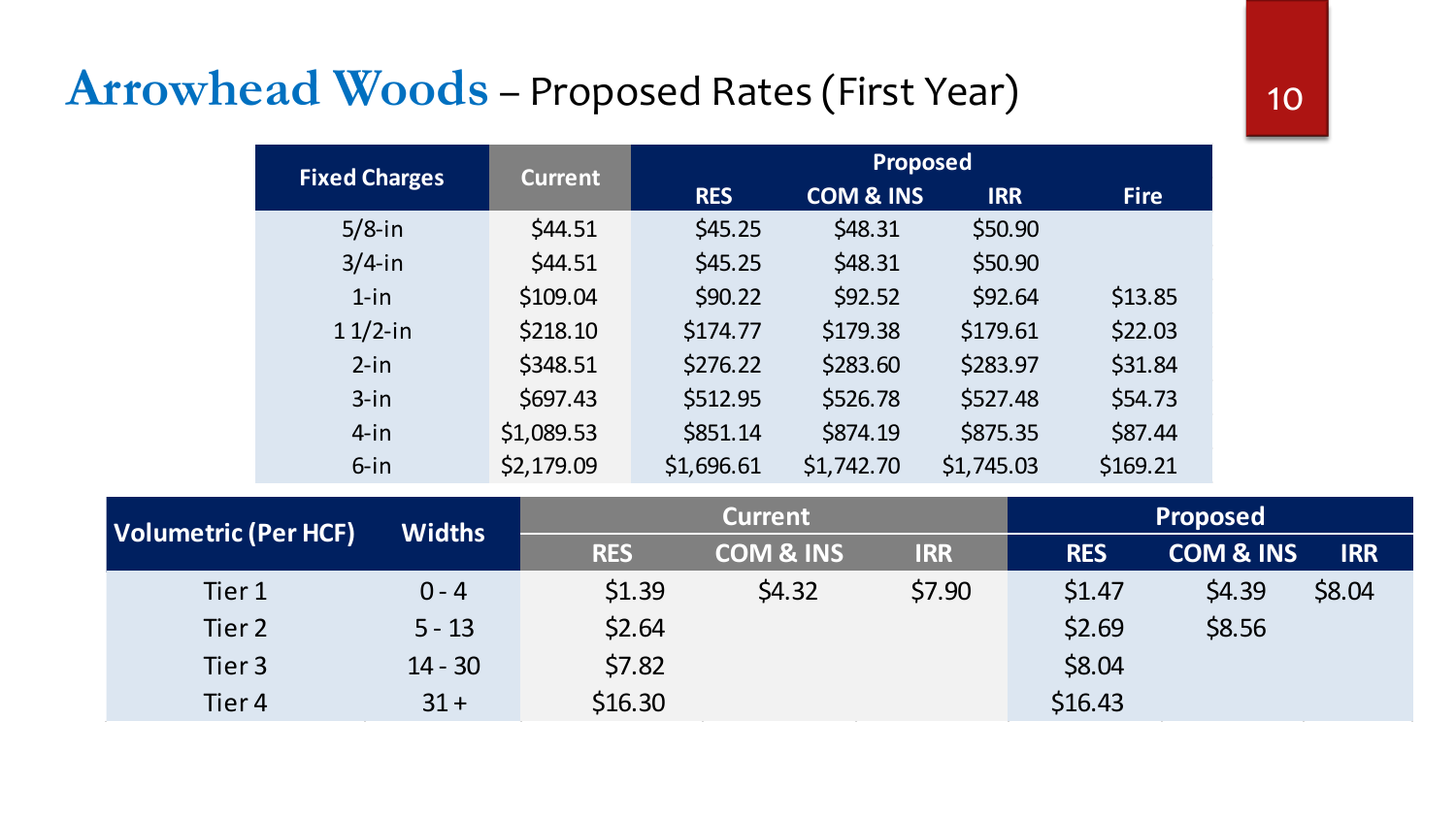# Arrowhead Woods – Proposed Rates (First Year)

| Fixed Charges | Current | Proposed | | | |
|---|---|---|---|---|---|
| | | RES | COM & INS | IRR | Fire |
| 5/8-in | $44.51 | $45.25 | $48.31 | $50.90 | |
| 3/4-in | $44.51 | $45.25 | $48.31 | $50.90 | |
| 1-in | $109.04 | $90.22 | $92.52 | $92.64 | $13.85 |
| 1 1/2-in | $218.10 | $174.77 | $179.38 | $179.61 | $22.03 |
| 2-in | $348.51 | $276.22 | $283.60 | $283.97 | $31.84 |
| 3-in | $697.43 | $512.95 | $526.78 | $527.48 | $54.73 |
| 4-in | $1,089.53 | $851.14 | $874.19 | $875.35 | $87.44 |
| 6-in | $2,179.09 | $1,696.61 | $1,742.70 | $1,745.03 | $169.21 |

| Volumetric (Per HCF) | Widths | Current | | | Proposed | | |
|---|---|---|---|---|---|---|---|
| | | RES | COM & INS | IRR | RES | COM & INS | IRR |
| Tier 1 | 0 - 4 | $1.39 | $4.32 | $7.90 | $1.47 | $4.39 | $8.04 |
| Tier 2 | 5 - 13 | $2.64 | | | $2.69 | $8.56 | |
| Tier 3 | 14 - 30 | $7.82 | | | $8.04 | | |
| Tier 4 | 31 + | $16.30 | | | $16.43 | | |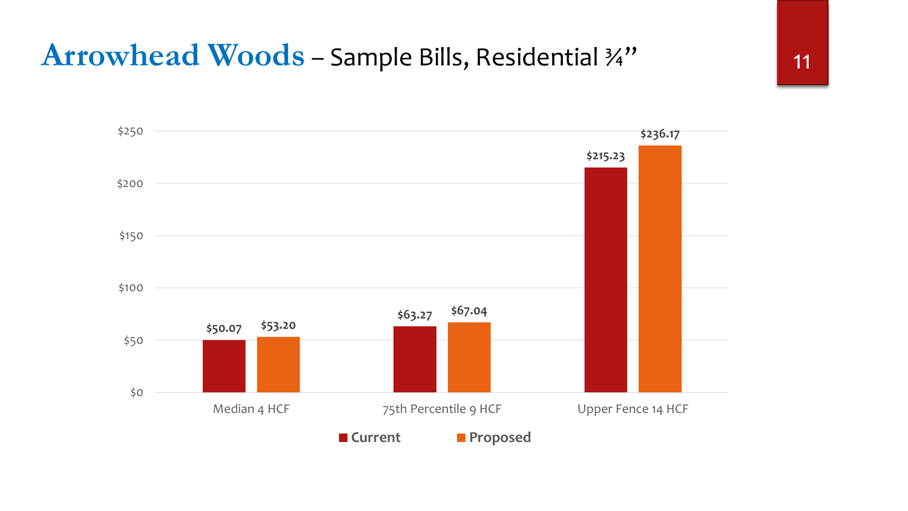# Arrowhead Woods – Sample Bills, Residential ¾”

| | Current | Proposed |
|---|---|---|
| Median 4 HCF | $50.07 | $53.20 |
| 75th Percentile 9 HCF | $63.27 | $67.04 |
| Upper Fence 14 HCF | $215.23 | $236.17 |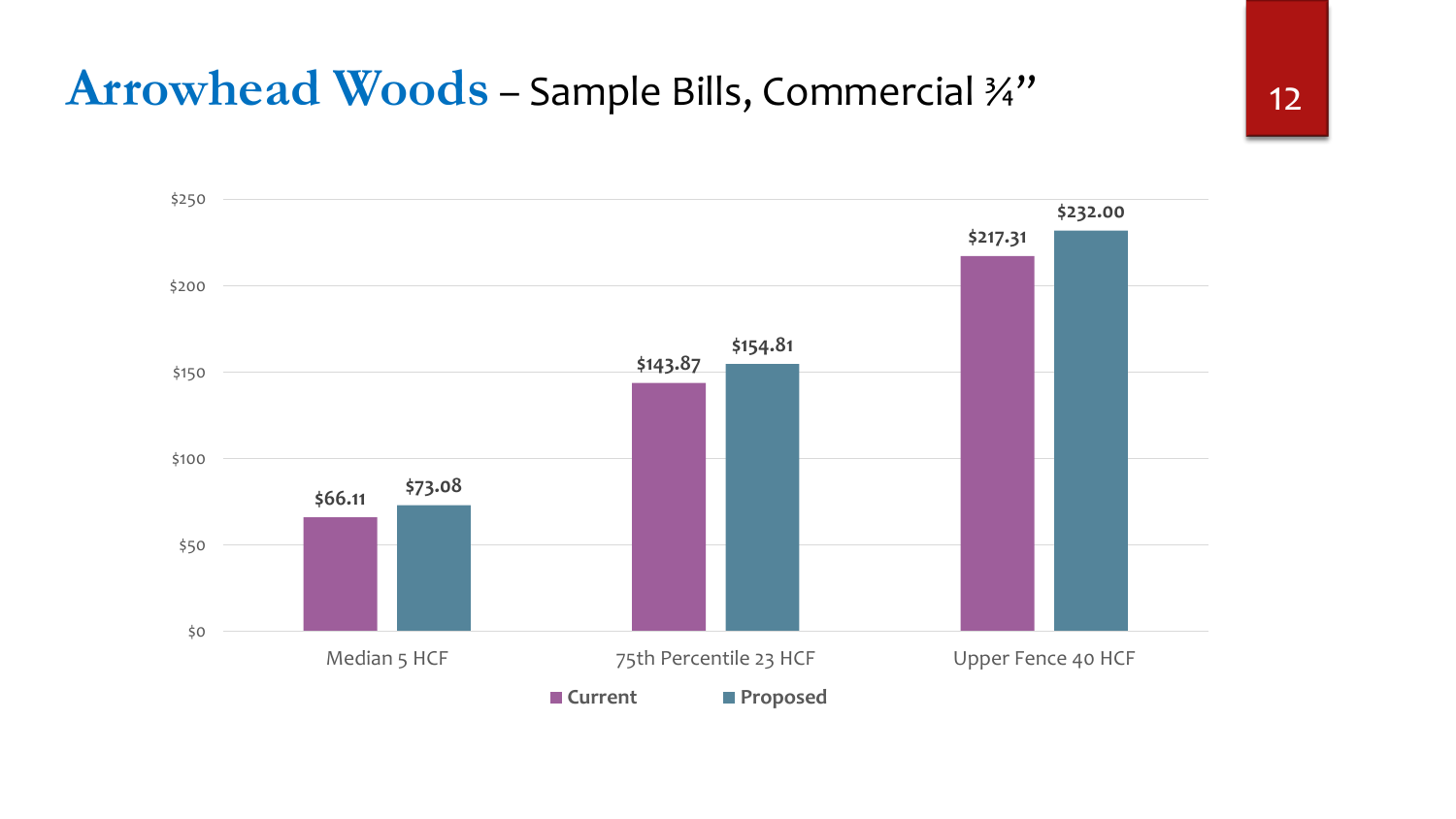# Arrowhead Woods – Sample Bills, Commercial ¾”

| | Current | Proposed |
|---|---|---|
| Median 5 HCF | $66.11 | $73.08 |
| 75th Percentile 23 HCF | $143.87 | $154.81 |
| Upper Fence 40 HCF | $217.31 | $232.00 |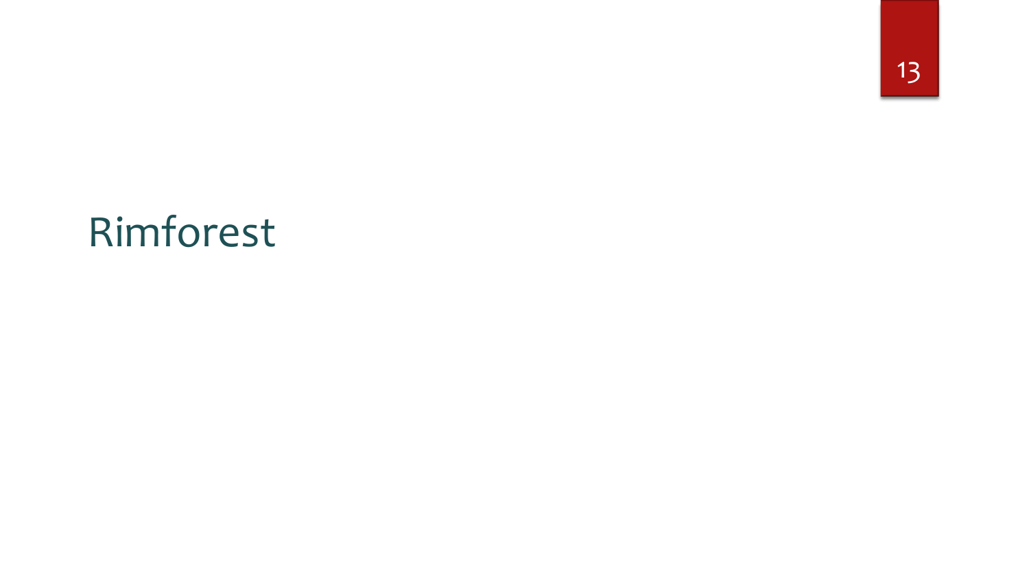# Rimforest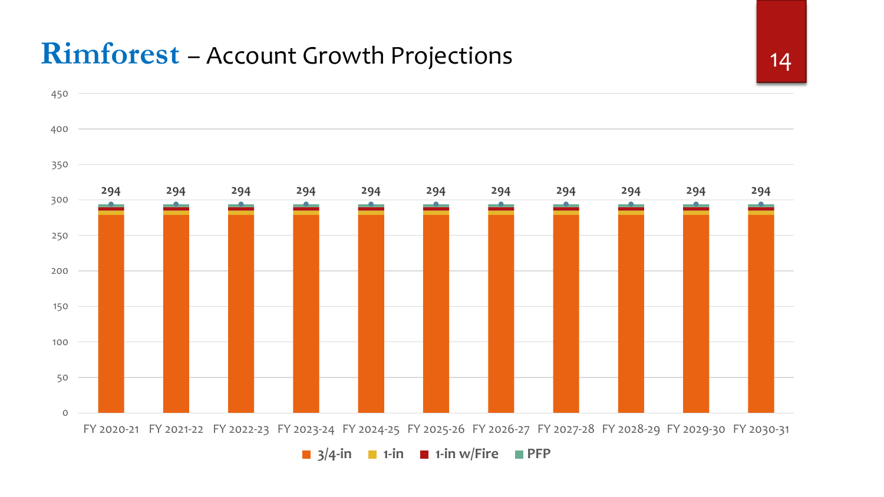# **Rimforest** – Account Growth Projections

| Fiscal Year | Total Accounts |
|---|---|
| FY 2020-21 | 294 |
| FY 2021-22 | 294 |
| FY 2022-23 | 294 |
| FY 2023-24 | 294 |
| FY 2024-25 | 294 |
| FY 2025-26 | 294 |
| FY 2026-27 | 294 |
| FY 2027-28 | 294 |
| FY 2028-29 | 294 |
| FY 2029-30 | 294 |
| FY 2030-31 | 294 |

Legend: 3/4-in, 1-in, 1-in w/Fire, PFP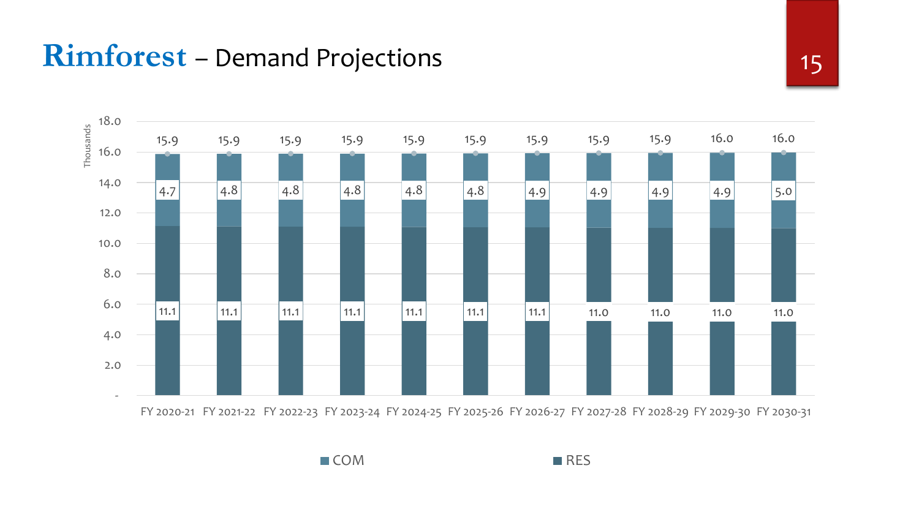# Rimforest – Demand Projections

Thousands

| | FY 2020-21 | FY 2021-22 | FY 2022-23 | FY 2023-24 | FY 2024-25 | FY 2025-26 | FY 2026-27 | FY 2027-28 | FY 2028-29 | FY 2029-30 | FY 2030-31 |
|---|---|---|---|---|---|---|---|---|---|---|---|
| COM | 4.7 | 4.8 | 4.8 | 4.8 | 4.8 | 4.8 | 4.9 | 4.9 | 4.9 | 4.9 | 5.0 |
| RES | 11.1 | 11.1 | 11.1 | 11.1 | 11.1 | 11.1 | 11.1 | 11.0 | 11.0 | 11.0 | 11.0 |
| Total | 15.9 | 15.9 | 15.9 | 15.9 | 15.9 | 15.9 | 15.9 | 15.9 | 15.9 | 16.0 | 16.0 |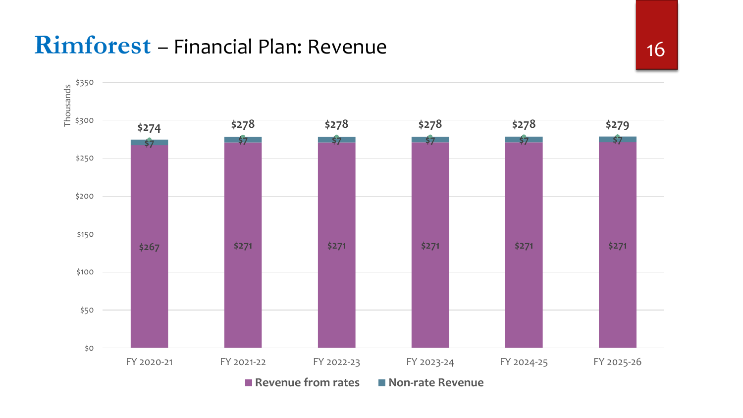# Rimforest – Financial Plan: Revenue

Thousands

| | FY 2020-21 | FY 2021-22 | FY 2022-23 | FY 2023-24 | FY 2024-25 | FY 2025-26 |
|---|---|---|---|---|---|---|
| Revenue from rates | $267 | $271 | $271 | $271 | $271 | $271 |
| Non-rate Revenue | $7 | $7 | $7 | $7 | $7 | $7 |
| Total | $274 | $278 | $278 | $278 | $278 | $279 |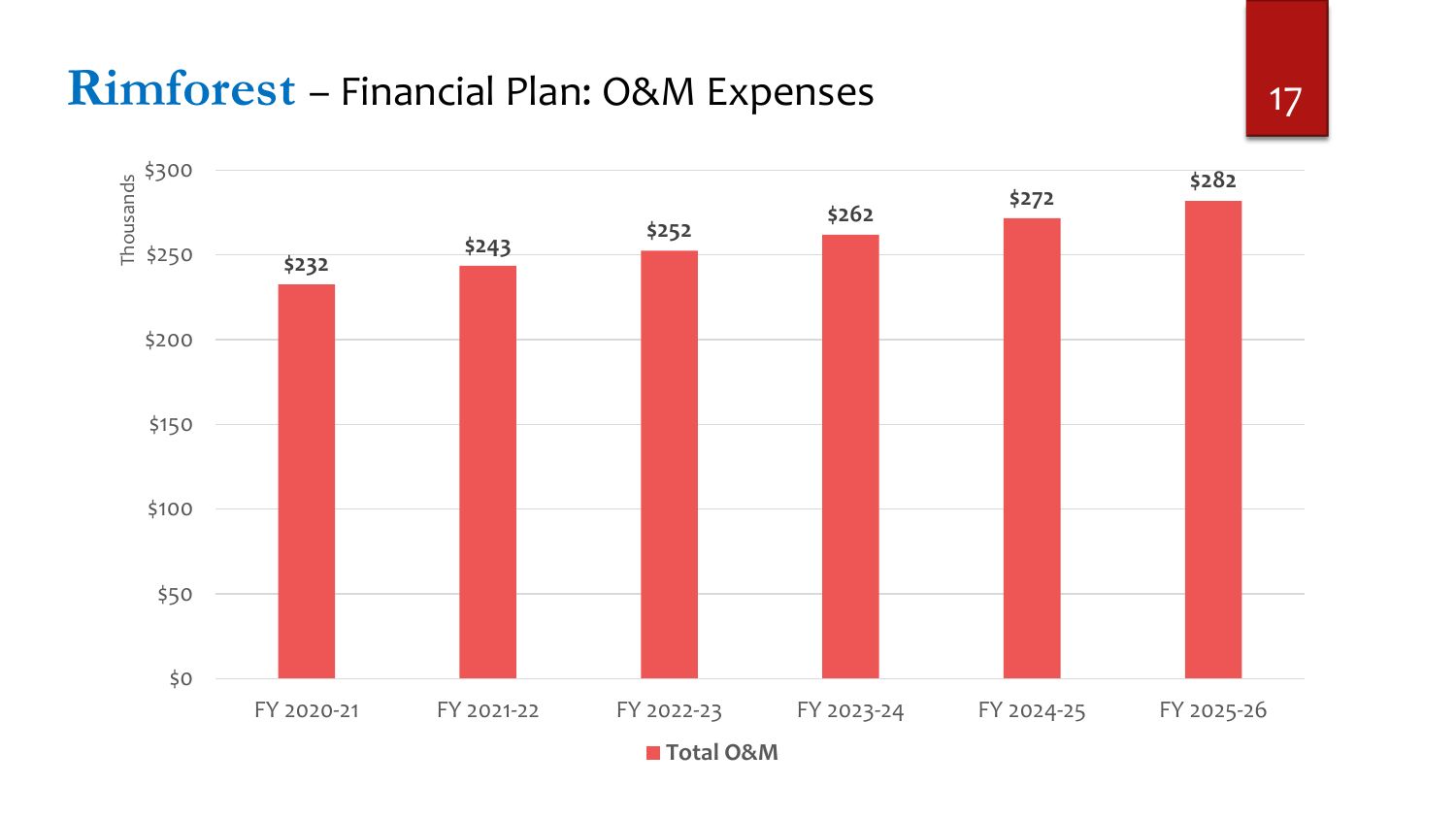# Rimforest – Financial Plan: O&M Expenses

Thousands

| | FY 2020-21 | FY 2021-22 | FY 2022-23 | FY 2023-24 | FY 2024-25 | FY 2025-26 |
|---|---|---|---|---|---|---|
| Total O&M | $232 | $243 | $252 | $262 | $272 | $282 |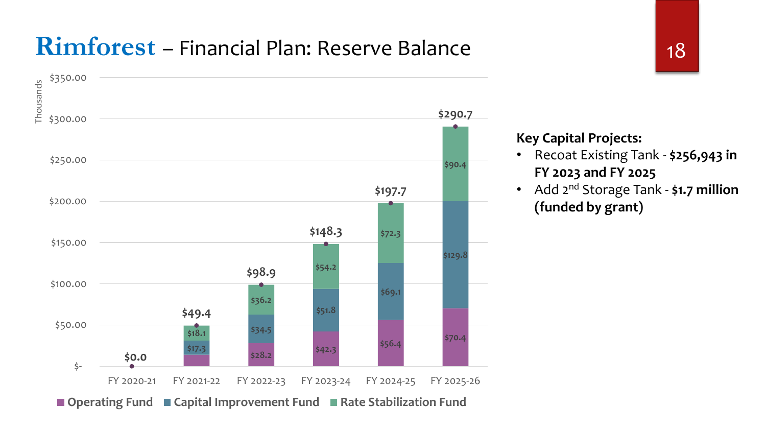# Rimforest – Financial Plan: Reserve Balance

Thousands

| | Operating Fund | Capital Improvement Fund | Rate Stabilization Fund | Total |
|---|---|---|---|---|
| FY 2020-21 | | | | $0.0 |
| FY 2021-22 | | $17.3 | $18.1 | $49.4 |
| FY 2022-23 | $28.2 | $34.5 | $36.2 | $98.9 |
| FY 2023-24 | $42.3 | $51.8 | $54.2 | $148.3 |
| FY 2024-25 | $56.4 | $69.1 | $72.3 | $197.7 |
| FY 2025-26 | $70.4 | $129.8 | $90.4 | $290.7 |

**Key Capital Projects:**

- Recoat Existing Tank - **$256,943 in FY 2023 and FY 2025**
- Add 2nd Storage Tank - **$1.7 million (funded by grant)**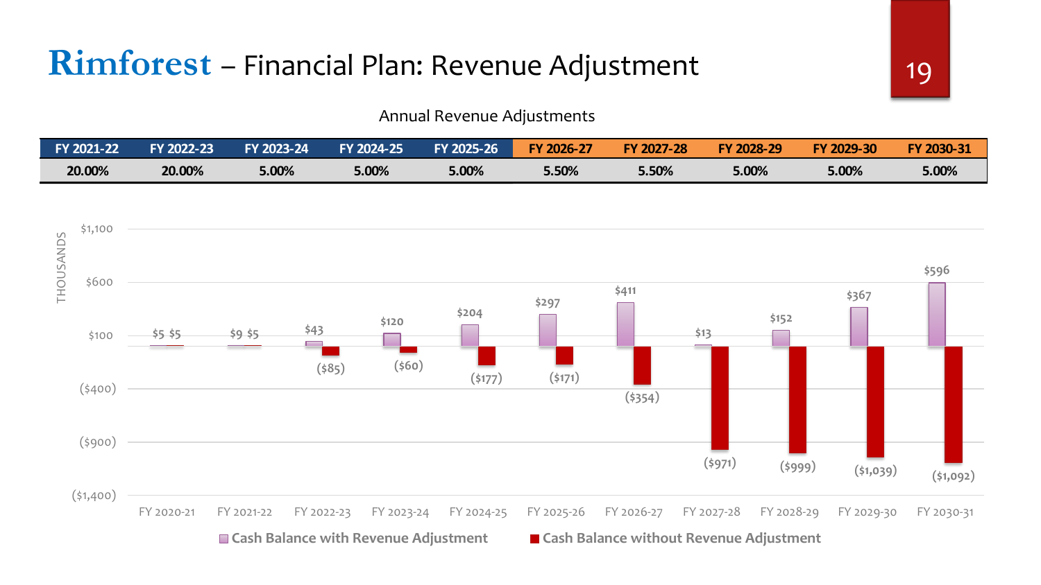# Rimforest – Financial Plan: Revenue Adjustment

Annual Revenue Adjustments

| FY 2021-22 | FY 2022-23 | FY 2023-24 | FY 2024-25 | FY 2025-26 | FY 2026-27 | FY 2027-28 | FY 2028-29 | FY 2029-30 | FY 2030-31 |
|---|---|---|---|---|---|---|---|---|---|
| 20.00% | 20.00% | 5.00% | 5.00% | 5.00% | 5.50% | 5.50% | 5.00% | 5.00% | 5.00% |

THOUSANDS

| | Cash Balance with Revenue Adjustment | Cash Balance without Revenue Adjustment |
|---|---|---|
| FY 2020-21 | $5 | $5 |
| FY 2021-22 | $9 | $5 |
| FY 2022-23 | $43 | ($85) |
| FY 2023-24 | $120 | ($60) |
| FY 2024-25 | $204 | ($177) |
| FY 2025-26 | $297 | ($171) |
| FY 2026-27 | $411 | ($354) |
| FY 2027-28 | $13 | ($971) |
| FY 2028-29 | $152 | ($999) |
| FY 2029-30 | $367 | ($1,039) |
| FY 2030-31 | $596 | ($1,092) |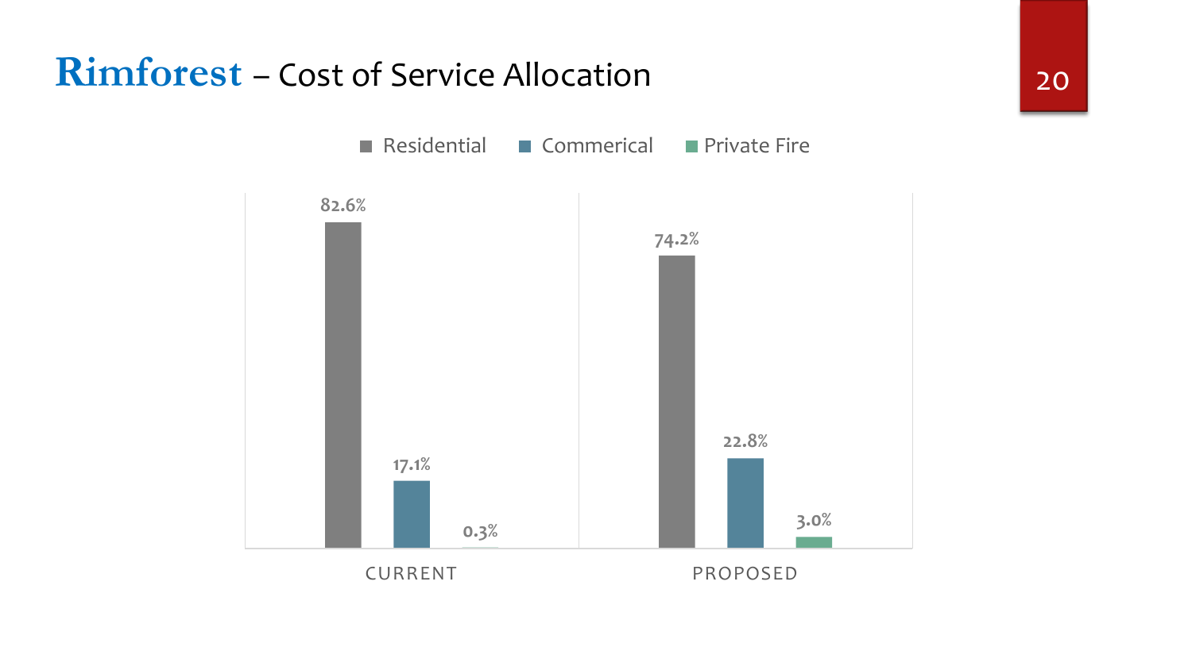# Rimforest – Cost of Service Allocation

| | Residential | Commerical | Private Fire |
|---|---|---|---|
| CURRENT | 82.6% | 17.1% | 0.3% |
| PROPOSED | 74.2% | 22.8% | 3.0% |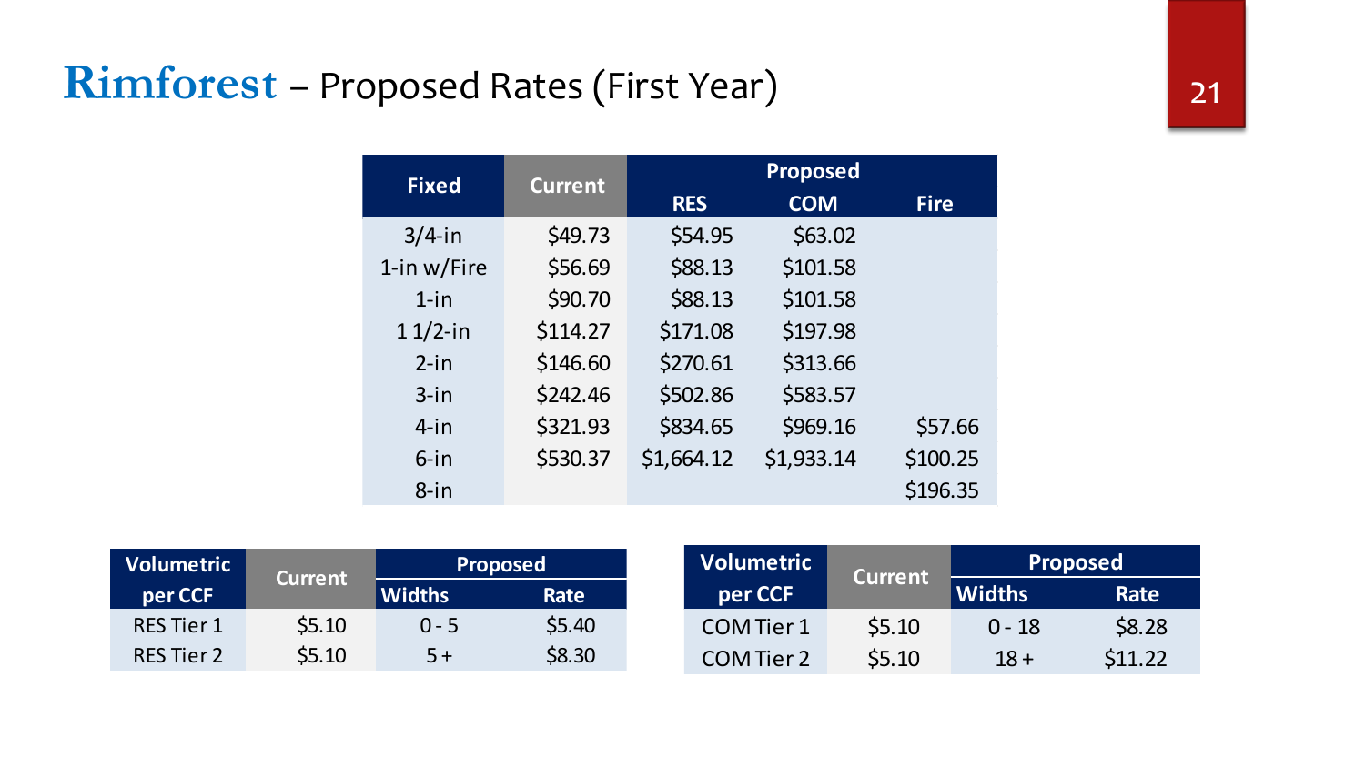# **Rimforest** – Proposed Rates (First Year)

| Fixed | Current | Proposed | | |
|---|---|---|---|---|
| | | RES | COM | Fire |
| 3/4-in | $49.73 | $54.95 | $63.02 | |
| 1-in w/Fire | $56.69 | $88.13 | $101.58 | |
| 1-in | $90.70 | $88.13 | $101.58 | |
| 1 1/2-in | $114.27 | $171.08 | $197.98 | |
| 2-in | $146.60 | $270.61 | $313.66 | |
| 3-in | $242.46 | $502.86 | $583.57 | |
| 4-in | $321.93 | $834.65 | $969.16 | $57.66 |
| 6-in | $530.37 | $1,664.12 | $1,933.14 | $100.25 |
| 8-in | | | | $196.35 |

| Volumetric per CCF | Current | Proposed | |
|---|---|---|---|
| | | Widths | Rate |
| RES Tier 1 | $5.10 | 0 - 5 | $5.40 |
| RES Tier 2 | $5.10 | 5 + | $8.30 |

| Volumetric per CCF | Current | Proposed | |
|---|---|---|---|
| | | Widths | Rate |
| COM Tier 1 | $5.10 | 0 - 18 | $8.28 |
| COM Tier 2 | $5.10 | 18 + | $11.22 |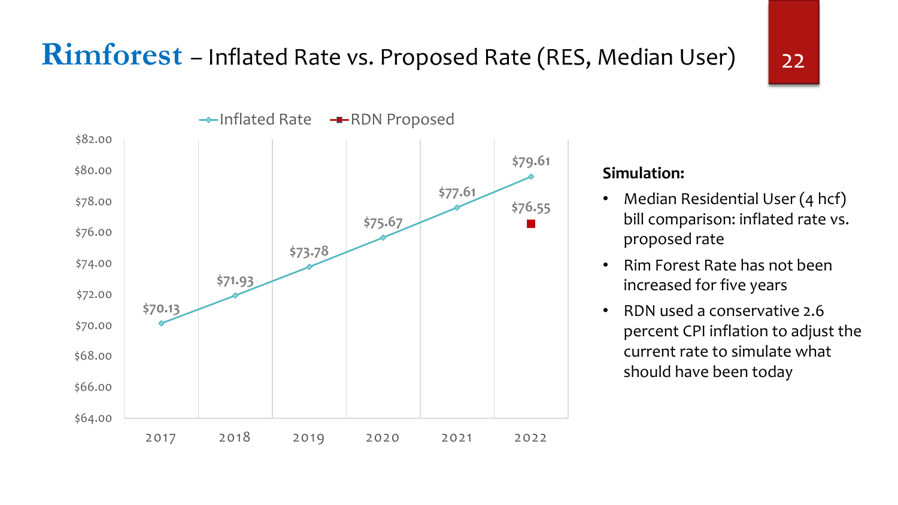# Rimforest – Inflated Rate vs. Proposed Rate (RES, Median User)

| Year | Inflated Rate | RDN Proposed |
|---|---|---|
| 2017 | $70.13 | |
| 2018 | $71.93 | |
| 2019 | $73.78 | |
| 2020 | $75.67 | |
| 2021 | $77.61 | |
| 2022 | $79.61 | $76.55 |

**Simulation:**

- Median Residential User (4 hcf) bill comparison: inflated rate vs. proposed rate
- Rim Forest Rate has not been increased for five years
- RDN used a conservative 2.6 percent CPI inflation to adjust the current rate to simulate what should have been today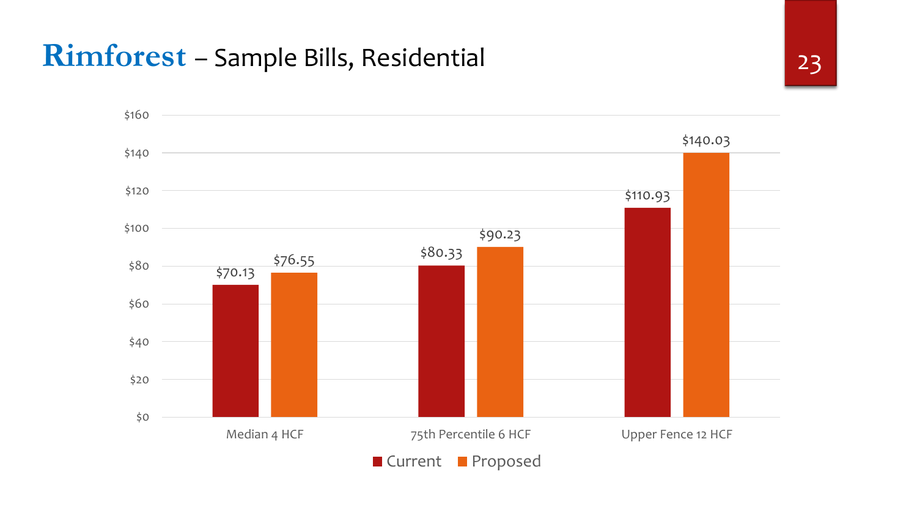# Rimforest – Sample Bills, Residential

| | Current | Proposed |
|---|---|---|
| Median 4 HCF | $70.13 | $76.55 |
| 75th Percentile 6 HCF | $80.33 | $90.23 |
| Upper Fence 12 HCF | $110.93 | $140.03 |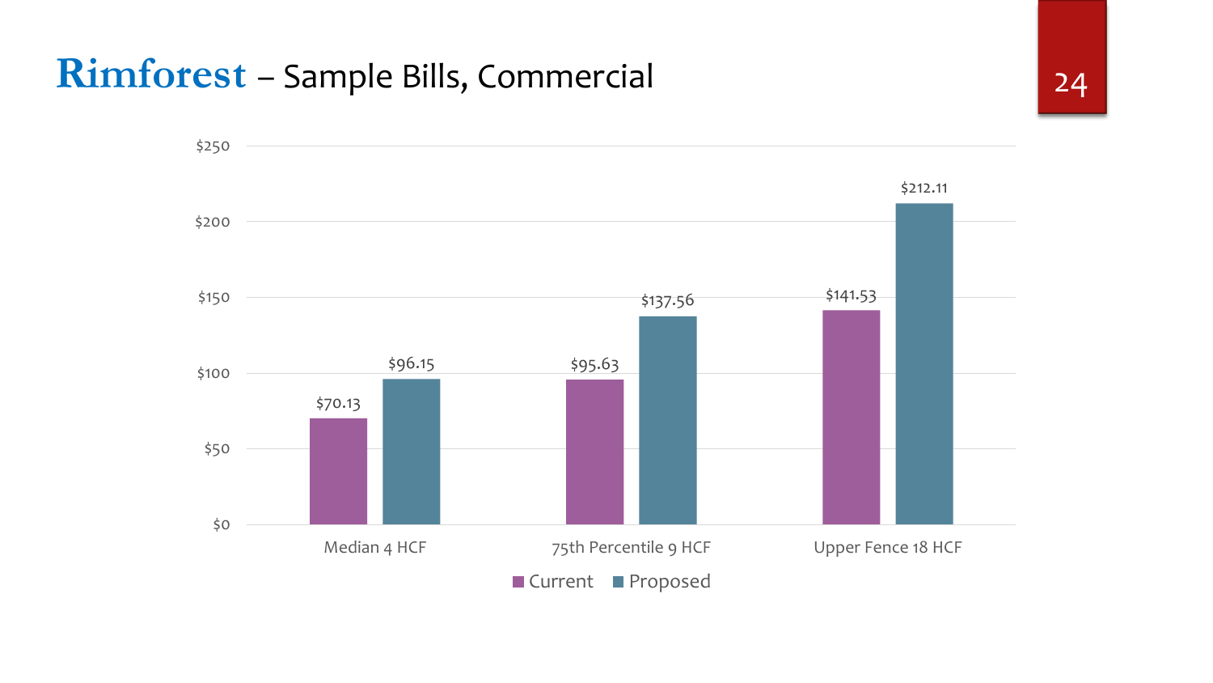# Rimforest – Sample Bills, Commercial

| | Current | Proposed |
| --- | --- | --- |
| Median 4 HCF | $70.13 | $96.15 |
| 75th Percentile 9 HCF | $95.63 | $137.56 |
| Upper Fence 18 HCF | $141.53 | $212.11 |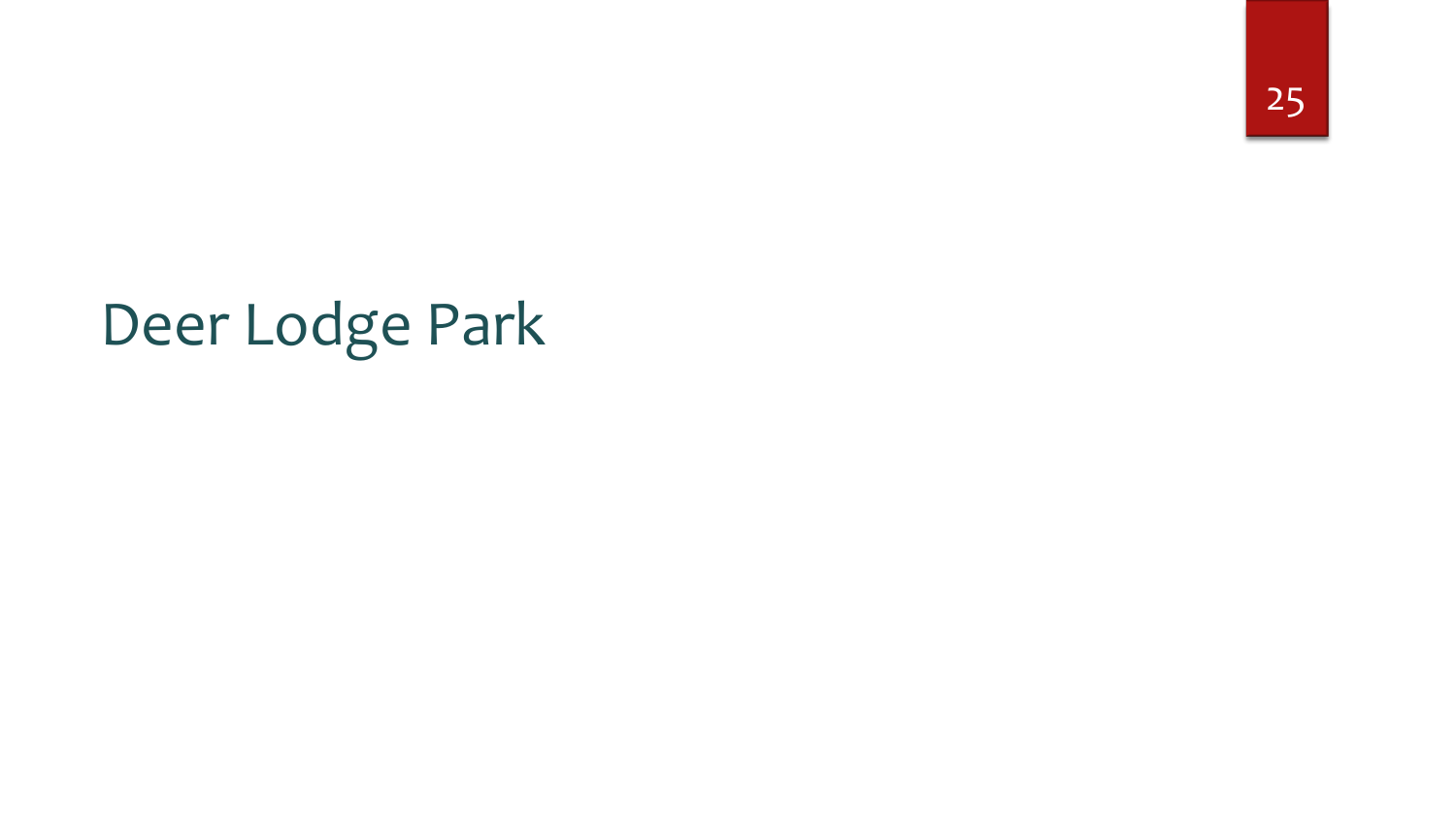# Deer Lodge Park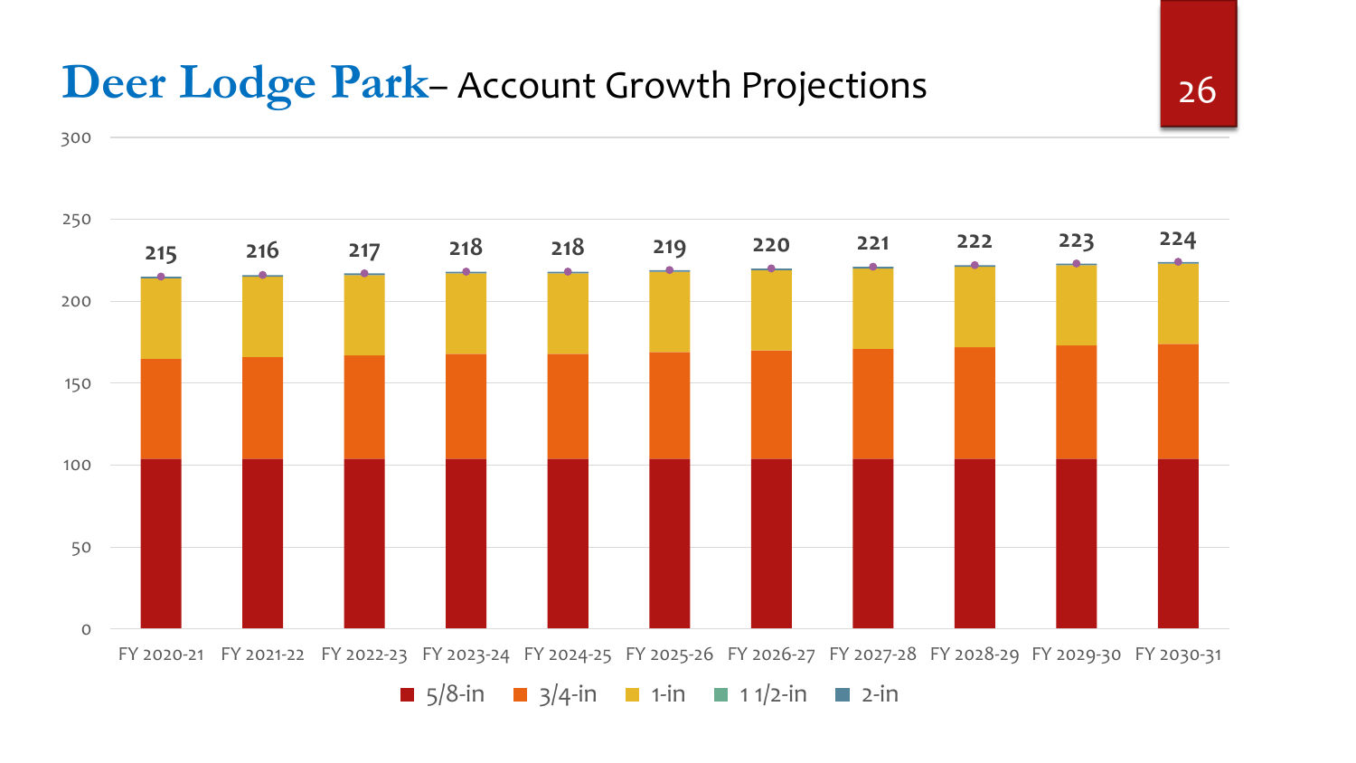# Deer Lodge Park– Account Growth Projections

| | FY 2020-21 | FY 2021-22 | FY 2022-23 | FY 2023-24 | FY 2024-25 | FY 2025-26 | FY 2026-27 | FY 2027-28 | FY 2028-29 | FY 2029-30 | FY 2030-31 |
|---|---|---|---|---|---|---|---|---|---|---|---|
| Total | 215 | 216 | 217 | 218 | 218 | 219 | 220 | 221 | 222 | 223 | 224 |

Legend: 5/8-in, 3/4-in, 1-in, 1 1/2-in, 2-in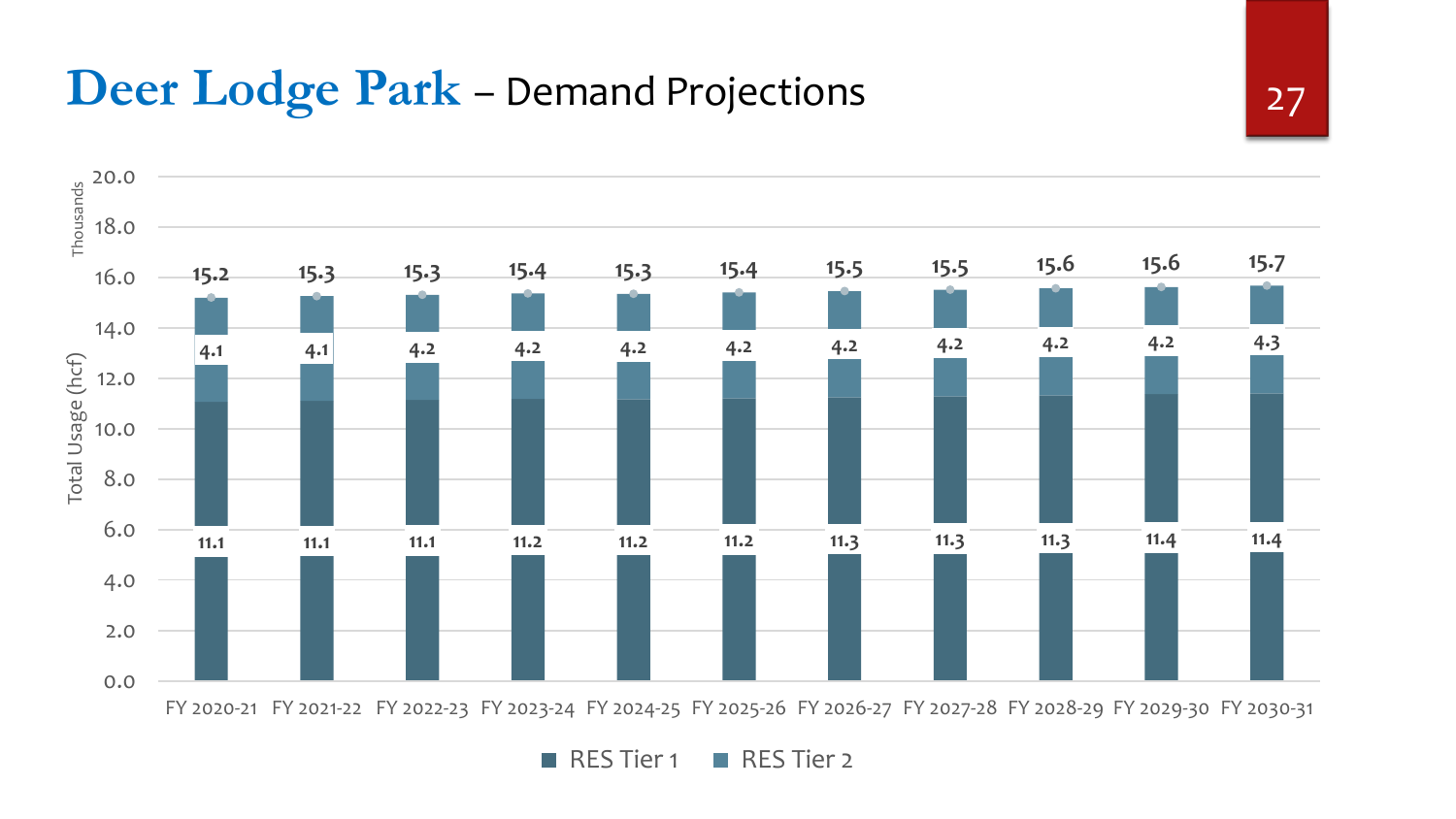# Deer Lodge Park – Demand Projections

Total Usage (hcf), Thousands

| | FY 2020-21 | FY 2021-22 | FY 2022-23 | FY 2023-24 | FY 2024-25 | FY 2025-26 | FY 2026-27 | FY 2027-28 | FY 2028-29 | FY 2029-30 | FY 2030-31 |
|---|---|---|---|---|---|---|---|---|---|---|---|
| RES Tier 1 | 11.1 | 11.1 | 11.1 | 11.2 | 11.2 | 11.2 | 11.3 | 11.3 | 11.3 | 11.4 | 11.4 |
| RES Tier 2 | 4.1 | 4.1 | 4.2 | 4.2 | 4.2 | 4.2 | 4.2 | 4.2 | 4.2 | 4.2 | 4.3 |
| Total | 15.2 | 15.3 | 15.3 | 15.4 | 15.3 | 15.4 | 15.5 | 15.5 | 15.6 | 15.6 | 15.7 |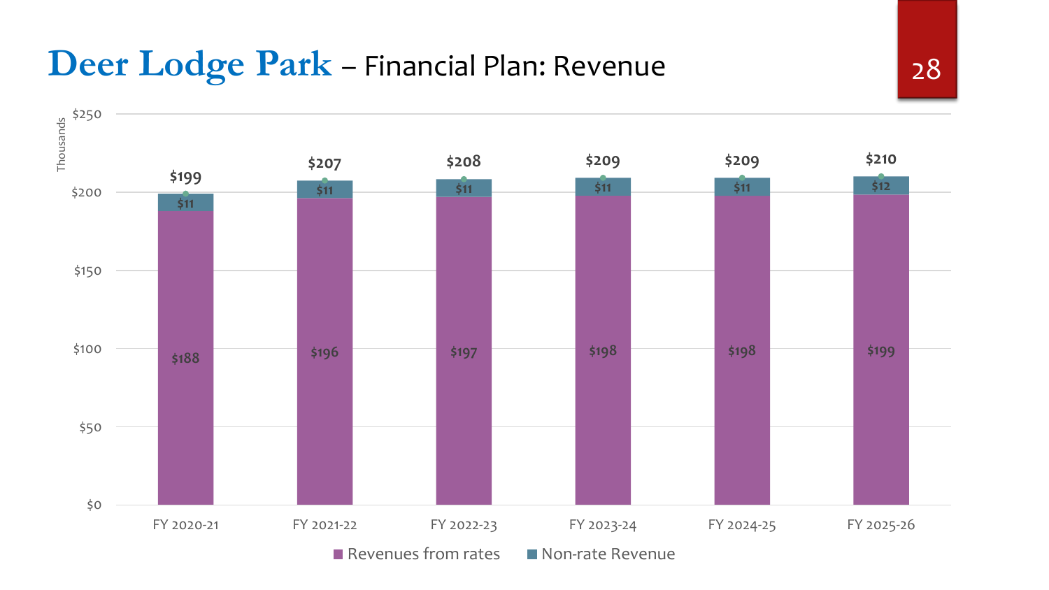# **Deer Lodge Park** – Financial Plan: Revenue

Thousands

| | FY 2020-21 | FY 2021-22 | FY 2022-23 | FY 2023-24 | FY 2024-25 | FY 2025-26 |
|---|---|---|---|---|---|---|
| Revenues from rates | $188 | $196 | $197 | $198 | $198 | $199 |
| Non-rate Revenue | $11 | $11 | $11 | $11 | $11 | $12 |
| Total | $199 | $207 | $208 | $209 | $209 | $210 |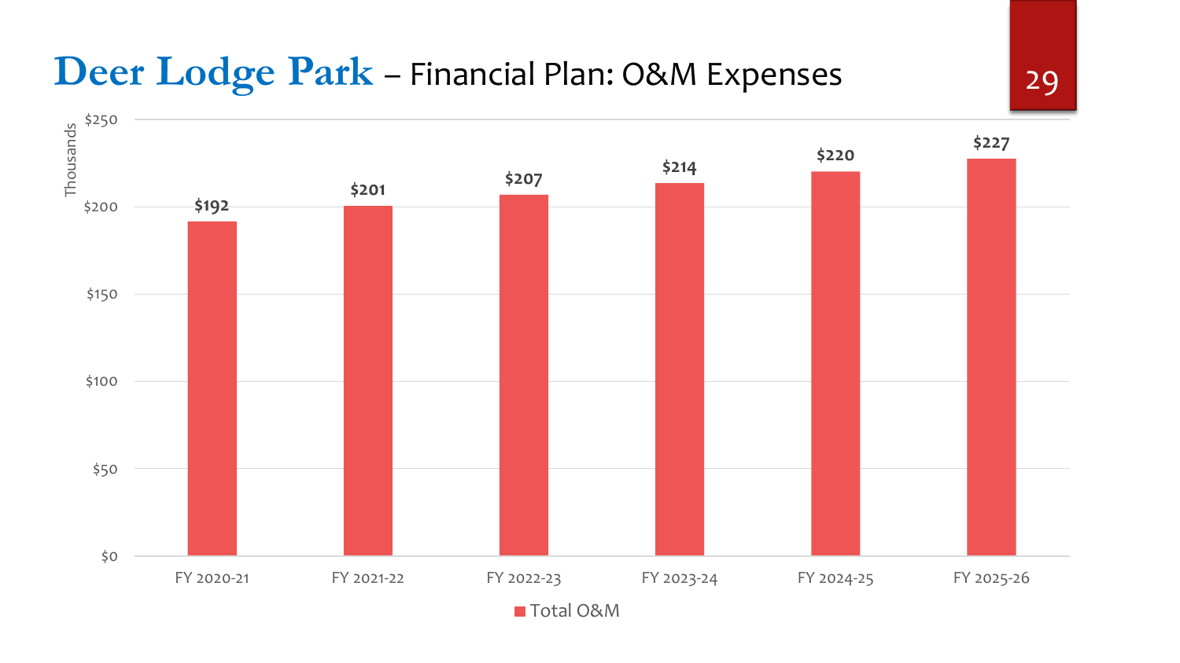# Deer Lodge Park – Financial Plan: O&M Expenses

| | FY 2020-21 | FY 2021-22 | FY 2022-23 | FY 2023-24 | FY 2024-25 | FY 2025-26 |
|---|---|---|---|---|---|---|
| Total O&M (Thousands) | $192 | $201 | $207 | $214 | $220 | $227 |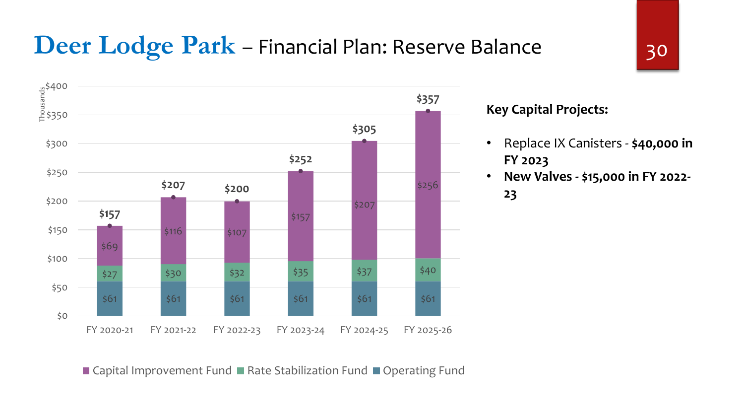# Deer Lodge Park – Financial Plan: Reserve Balance

Thousands

| | FY 2020-21 | FY 2021-22 | FY 2022-23 | FY 2023-24 | FY 2024-25 | FY 2025-26 |
|---|---|---|---|---|---|---|
| Capital Improvement Fund | $69 | $116 | $107 | $157 | $207 | $256 |
| Rate Stabilization Fund | $27 | $30 | $32 | $35 | $37 | $40 |
| Operating Fund | $61 | $61 | $61 | $61 | $61 | $61 |
| Total | $157 | $207 | $200 | $252 | $305 | $357 |

**Key Capital Projects:**

- Replace IX Canisters - **$40,000 in FY 2023**
- **New Valves - $15,000 in FY 2022-23**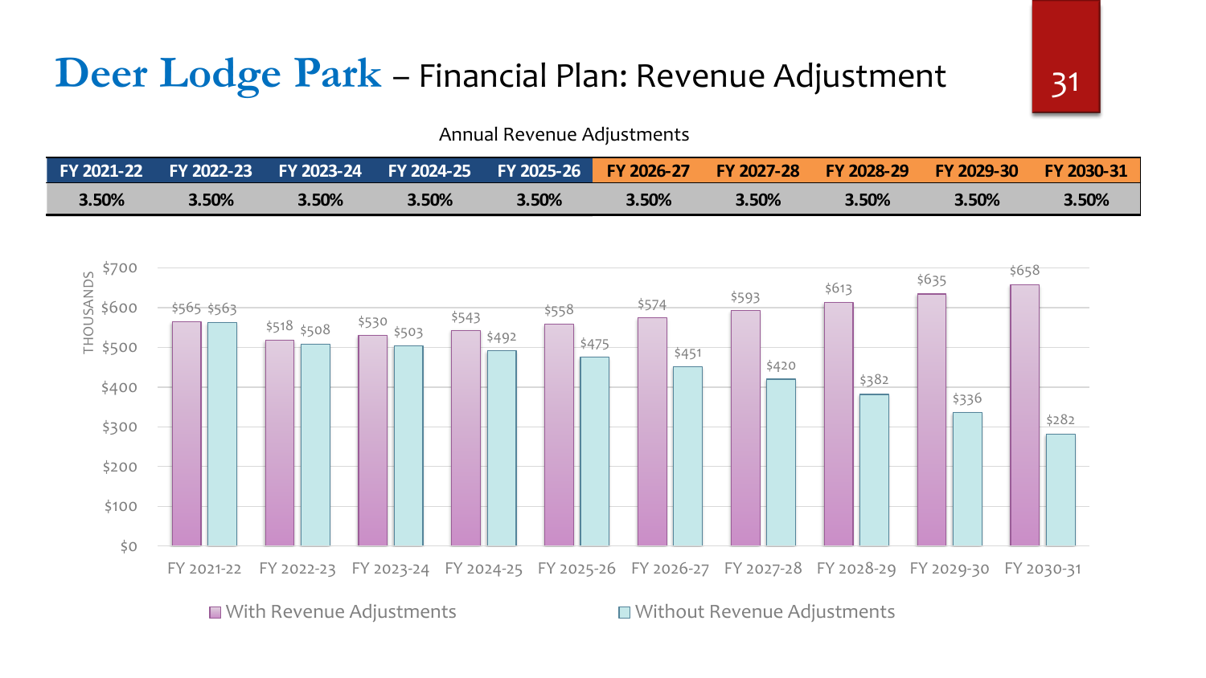# Deer Lodge Park – Financial Plan: Revenue Adjustment

Annual Revenue Adjustments

| FY 2021-22 | FY 2022-23 | FY 2023-24 | FY 2024-25 | FY 2025-26 | FY 2026-27 | FY 2027-28 | FY 2028-29 | FY 2029-30 | FY 2030-31 |
|---|---|---|---|---|---|---|---|---|---|
| 3.50% | 3.50% | 3.50% | 3.50% | 3.50% | 3.50% | 3.50% | 3.50% | 3.50% | 3.50% |

THOUSANDS

| | FY 2021-22 | FY 2022-23 | FY 2023-24 | FY 2024-25 | FY 2025-26 | FY 2026-27 | FY 2027-28 | FY 2028-29 | FY 2029-30 | FY 2030-31 |
|---|---|---|---|---|---|---|---|---|---|---|
| With Revenue Adjustments | $565 | $518 | $530 | $543 | $558 | $574 | $593 | $613 | $635 | $658 |
| Without Revenue Adjustments | $563 | $508 | $503 | $492 | $475 | $451 | $420 | $382 | $336 | $282 |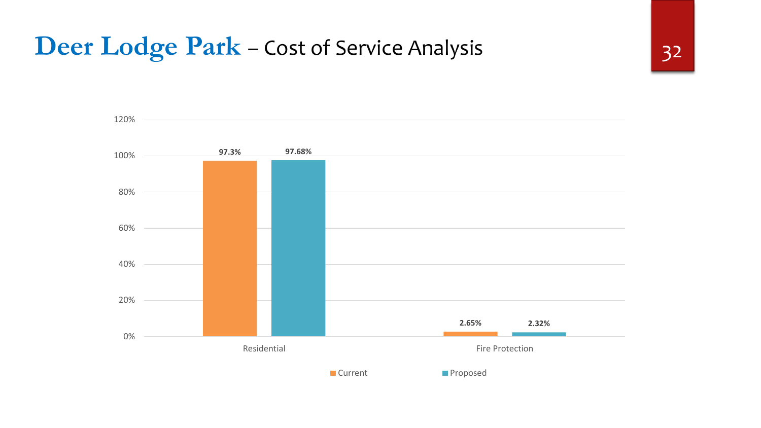# Deer Lodge Park – Cost of Service Analysis

| | Current | Proposed |
|---|---|---|
| Residential | 97.3% | 97.68% |
| Fire Protection | 2.65% | 2.32% |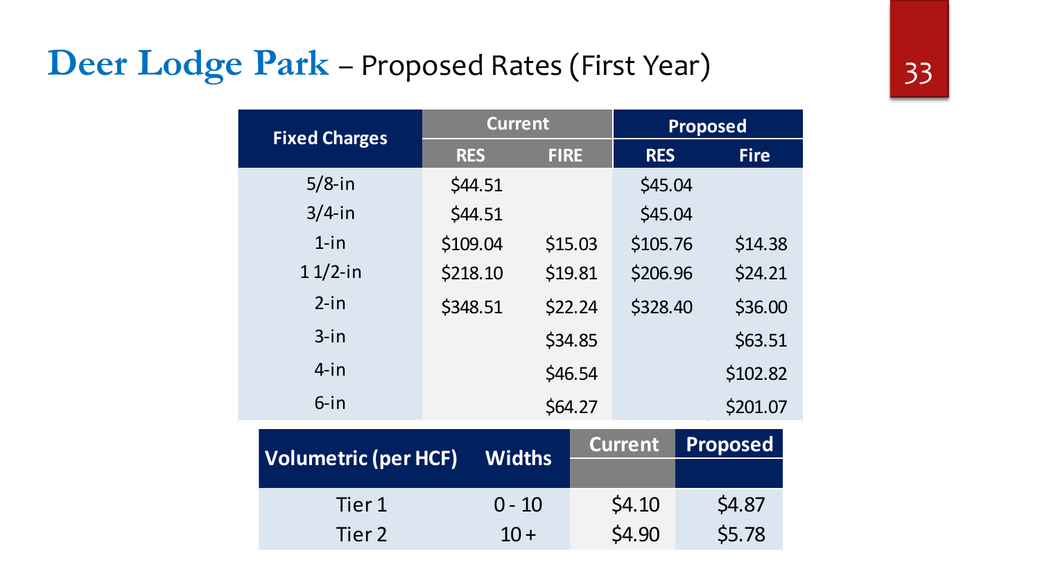# Deer Lodge Park – Proposed Rates (First Year)

| Fixed Charges | Current | | Proposed | |
|---|---|---|---|---|
| | RES | FIRE | RES | Fire |
| 5/8-in | $44.51 | | $45.04 | |
| 3/4-in | $44.51 | | $45.04 | |
| 1-in | $109.04 | $15.03 | $105.76 | $14.38 |
| 1 1/2-in | $218.10 | $19.81 | $206.96 | $24.21 |
| 2-in | $348.51 | $22.24 | $328.40 | $36.00 |
| 3-in | | $34.85 | | $63.51 |
| 4-in | | $46.54 | | $102.82 |
| 6-in | | $64.27 | | $201.07 |

| Volumetric (per HCF) | Widths | Current | Proposed |
|---|---|---|---|
| Tier 1 | 0 - 10 | $4.10 | $4.87 |
| Tier 2 | 10 + | $4.90 | $5.78 |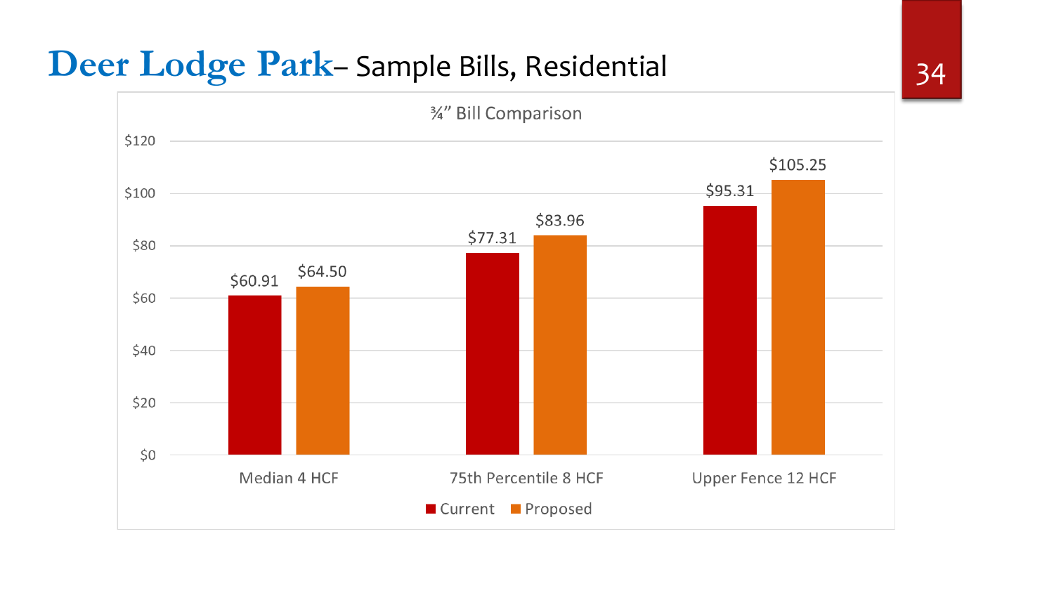# Deer Lodge Park– Sample Bills, Residential

¾" Bill Comparison

| | Current | Proposed |
|---|---|---|
| Median 4 HCF | $60.91 | $64.50 |
| 75th Percentile 8 HCF | $77.31 | $83.96 |
| Upper Fence 12 HCF | $95.31 | $105.25 |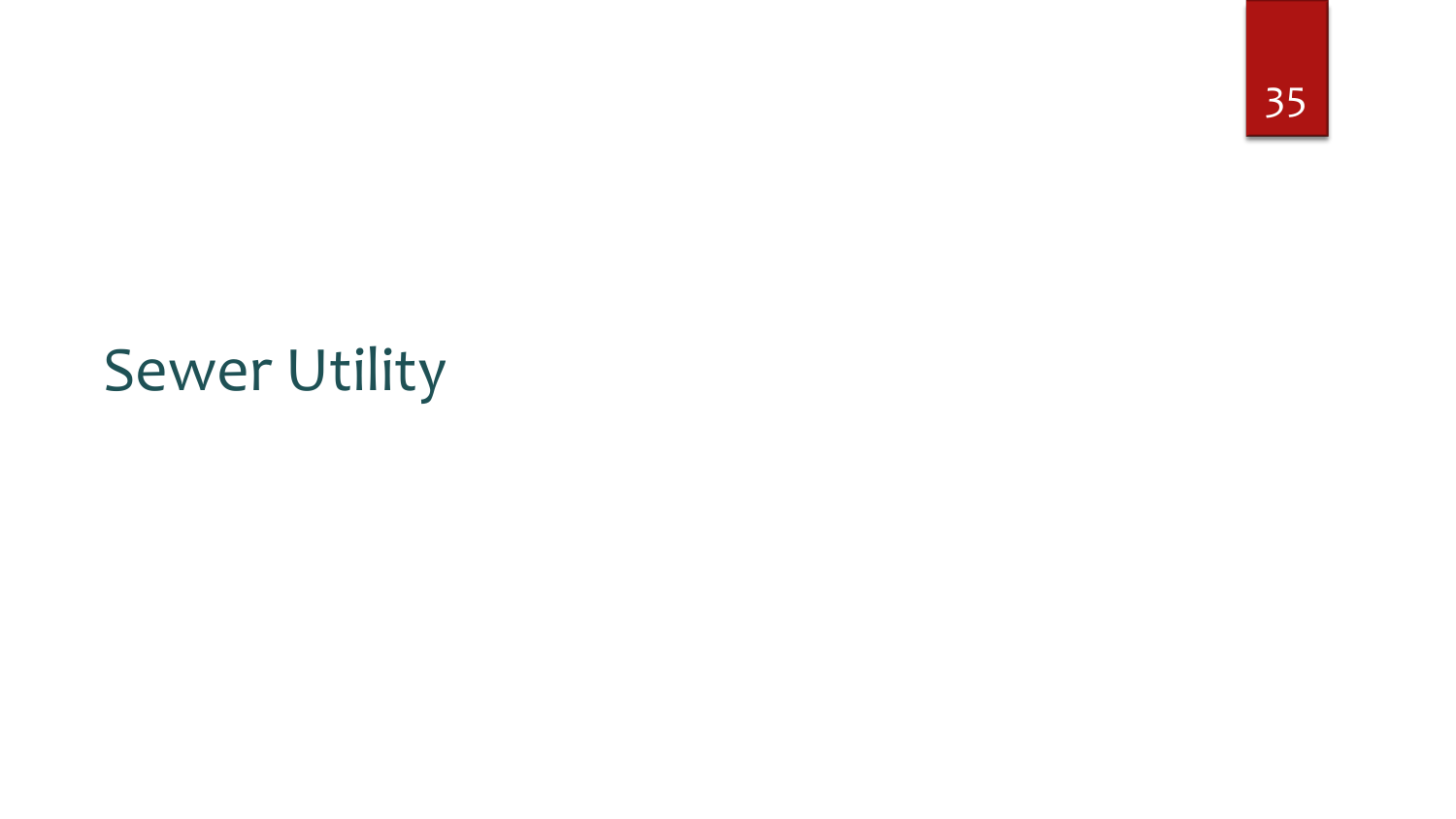# Sewer Utility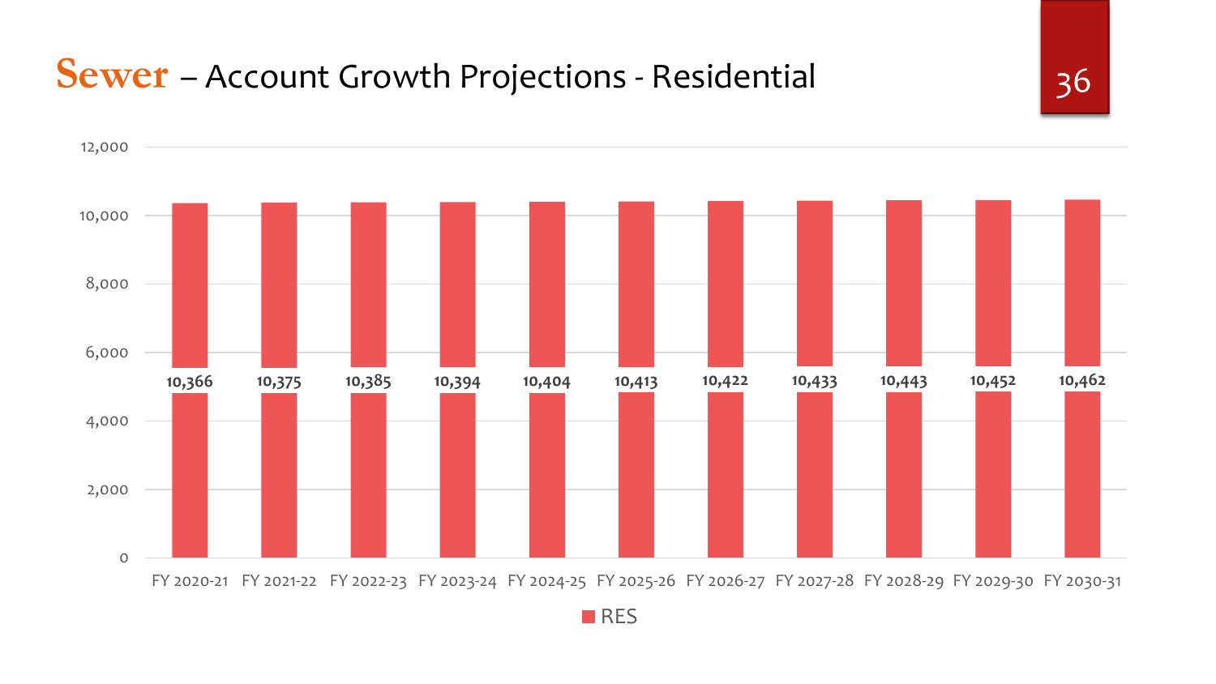# Sewer – Account Growth Projections - Residential

| Fiscal Year | RES |
|---|---|
| FY 2020-21 | 10,366 |
| FY 2021-22 | 10,375 |
| FY 2022-23 | 10,385 |
| FY 2023-24 | 10,394 |
| FY 2024-25 | 10,404 |
| FY 2025-26 | 10,413 |
| FY 2026-27 | 10,422 |
| FY 2027-28 | 10,433 |
| FY 2028-29 | 10,443 |
| FY 2029-30 | 10,452 |
| FY 2030-31 | 10,462 |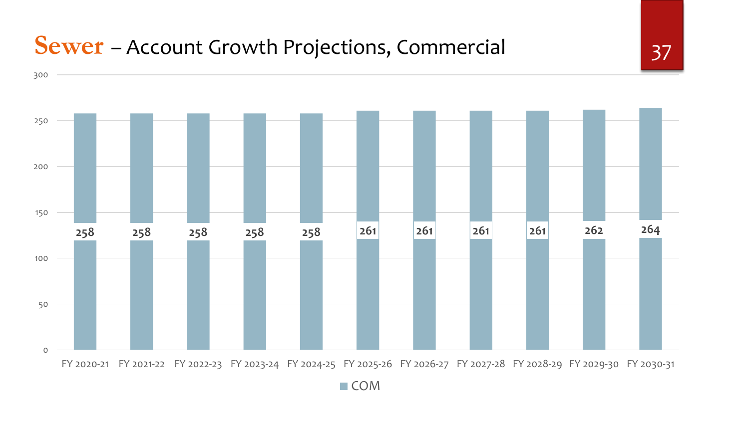# Sewer – Account Growth Projections, Commercial

| | FY 2020-21 | FY 2021-22 | FY 2022-23 | FY 2023-24 | FY 2024-25 | FY 2025-26 | FY 2026-27 | FY 2027-28 | FY 2028-29 | FY 2029-30 | FY 2030-31 |
|---|---|---|---|---|---|---|---|---|---|---|---|
| COM | 258 | 258 | 258 | 258 | 258 | 261 | 261 | 261 | 261 | 262 | 264 |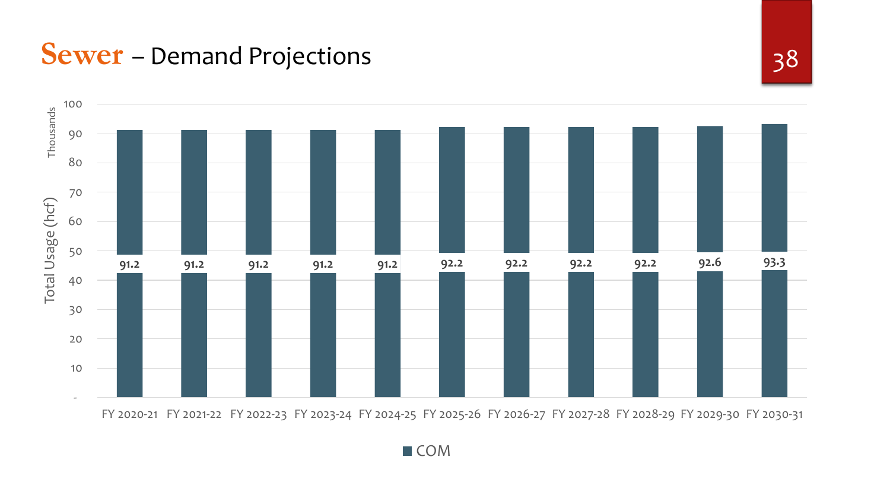# Sewer – Demand Projections

Total Usage (hcf), Thousands

| Fiscal Year | COM |
| --- | --- |
| FY 2020-21 | 91.2 |
| FY 2021-22 | 91.2 |
| FY 2022-23 | 91.2 |
| FY 2023-24 | 91.2 |
| FY 2024-25 | 91.2 |
| FY 2025-26 | 92.2 |
| FY 2026-27 | 92.2 |
| FY 2027-28 | 92.2 |
| FY 2028-29 | 92.2 |
| FY 2029-30 | 92.6 |
| FY 2030-31 | 93.3 |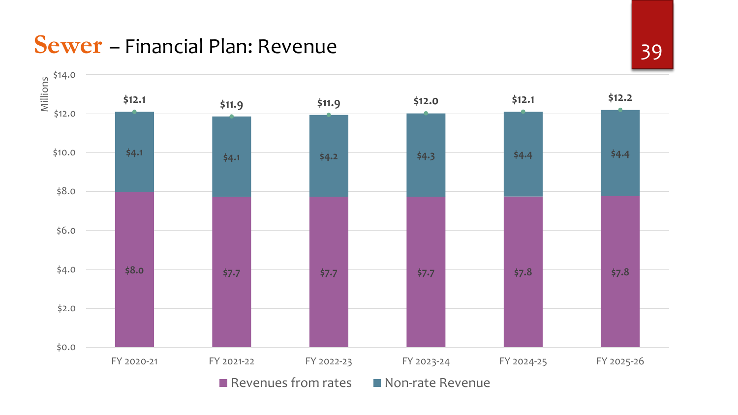# Sewer – Financial Plan: Revenue

Millions

| | FY 2020-21 | FY 2021-22 | FY 2022-23 | FY 2023-24 | FY 2024-25 | FY 2025-26 |
|---|---|---|---|---|---|---|
| Revenues from rates | $8.0 | $7.7 | $7.7 | $7.7 | $7.8 | $7.8 |
| Non-rate Revenue | $4.1 | $4.1 | $4.2 | $4.3 | $4.4 | $4.4 |
| Total | $12.1 | $11.9 | $11.9 | $12.0 | $12.1 | $12.2 |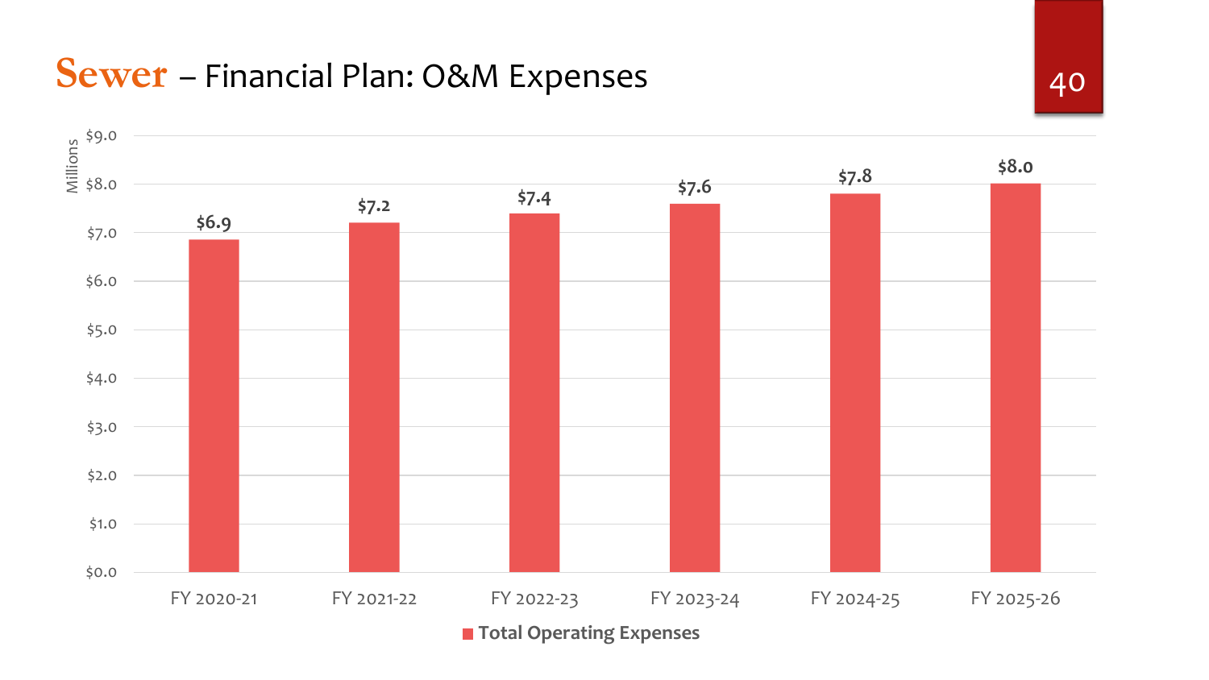# Sewer – Financial Plan: O&M Expenses

| Fiscal Year | Total Operating Expenses (Millions) |
| --- | --- |
| FY 2020-21 | $6.9 |
| FY 2021-22 | $7.2 |
| FY 2022-23 | $7.4 |
| FY 2023-24 | $7.6 |
| FY 2024-25 | $7.8 |
| FY 2025-26 | $8.0 |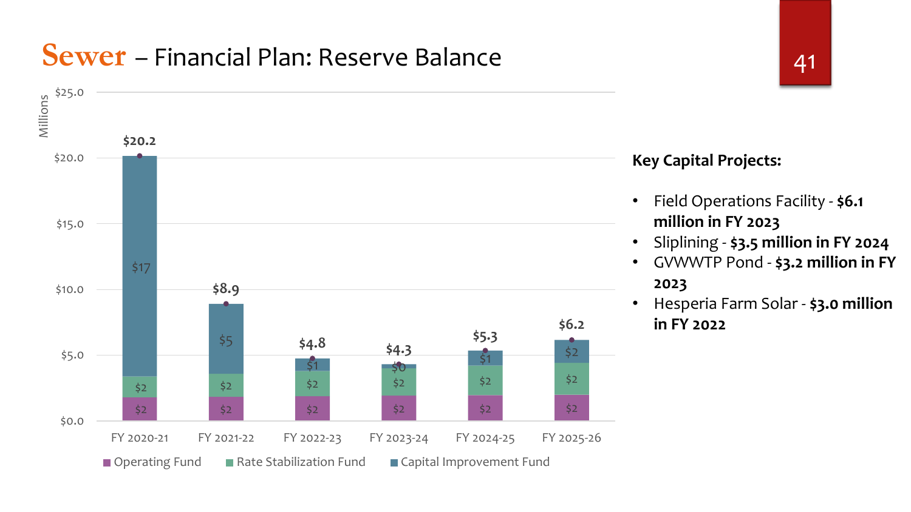# Sewer – Financial Plan: Reserve Balance

Millions

| | FY 2020-21 | FY 2021-22 | FY 2022-23 | FY 2023-24 | FY 2024-25 | FY 2025-26 |
|---|---|---|---|---|---|---|
| Operating Fund | $2 | $2 | $2 | $2 | $2 | $2 |
| Rate Stabilization Fund | $2 | $2 | $2 | $2 | $2 | $2 |
| Capital Improvement Fund | $17 | $5 | $1 | $0 | $1 | $2 |
| Total | $20.2 | $8.9 | $4.8 | $4.3 | $5.3 | $6.2 |

**Key Capital Projects:**

- Field Operations Facility - **$6.1 million in FY 2023**
- Sliplining - **$3.5 million in FY 2024**
- GVWWTP Pond - **$3.2 million in FY 2023**
- Hesperia Farm Solar - **$3.0 million in FY 2022**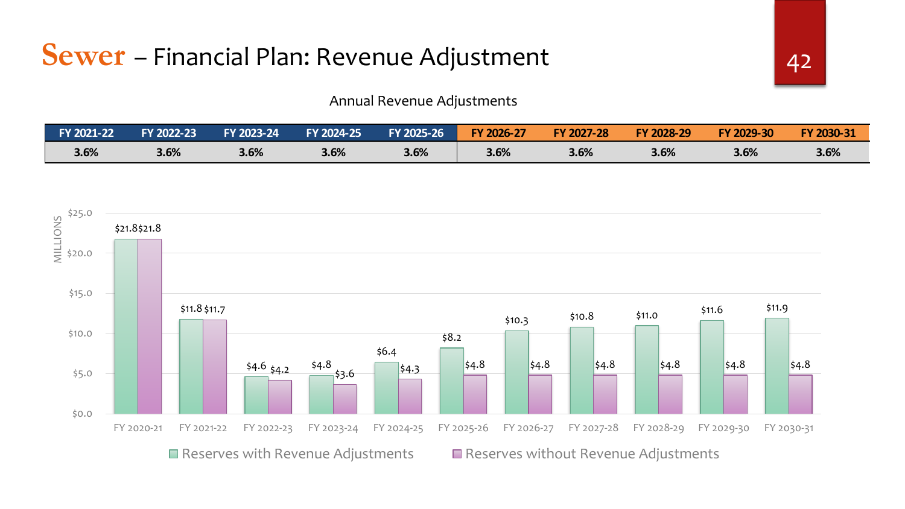# Sewer – Financial Plan: Revenue Adjustment

Annual Revenue Adjustments

| FY 2021-22 | FY 2022-23 | FY 2023-24 | FY 2024-25 | FY 2025-26 | FY 2026-27 | FY 2027-28 | FY 2028-29 | FY 2029-30 | FY 2030-31 |
|---|---|---|---|---|---|---|---|---|---|
| 3.6% | 3.6% | 3.6% | 3.6% | 3.6% | 3.6% | 3.6% | 3.6% | 3.6% | 3.6% |

| MILLIONS | Reserves with Revenue Adjustments | Reserves without Revenue Adjustments |
|---|---|---|
| FY 2020-21 | $21.8 | $21.8 |
| FY 2021-22 | $11.8 | $11.7 |
| FY 2022-23 | $4.6 | $4.2 |
| FY 2023-24 | $4.8 | $3.6 |
| FY 2024-25 | $6.4 | $4.3 |
| FY 2025-26 | $8.2 | $4.8 |
| FY 2026-27 | $10.3 | $4.8 |
| FY 2027-28 | $10.8 | $4.8 |
| FY 2028-29 | $11.0 | $4.8 |
| FY 2029-30 | $11.6 | $4.8 |
| FY 2030-31 | $11.9 | $4.8 |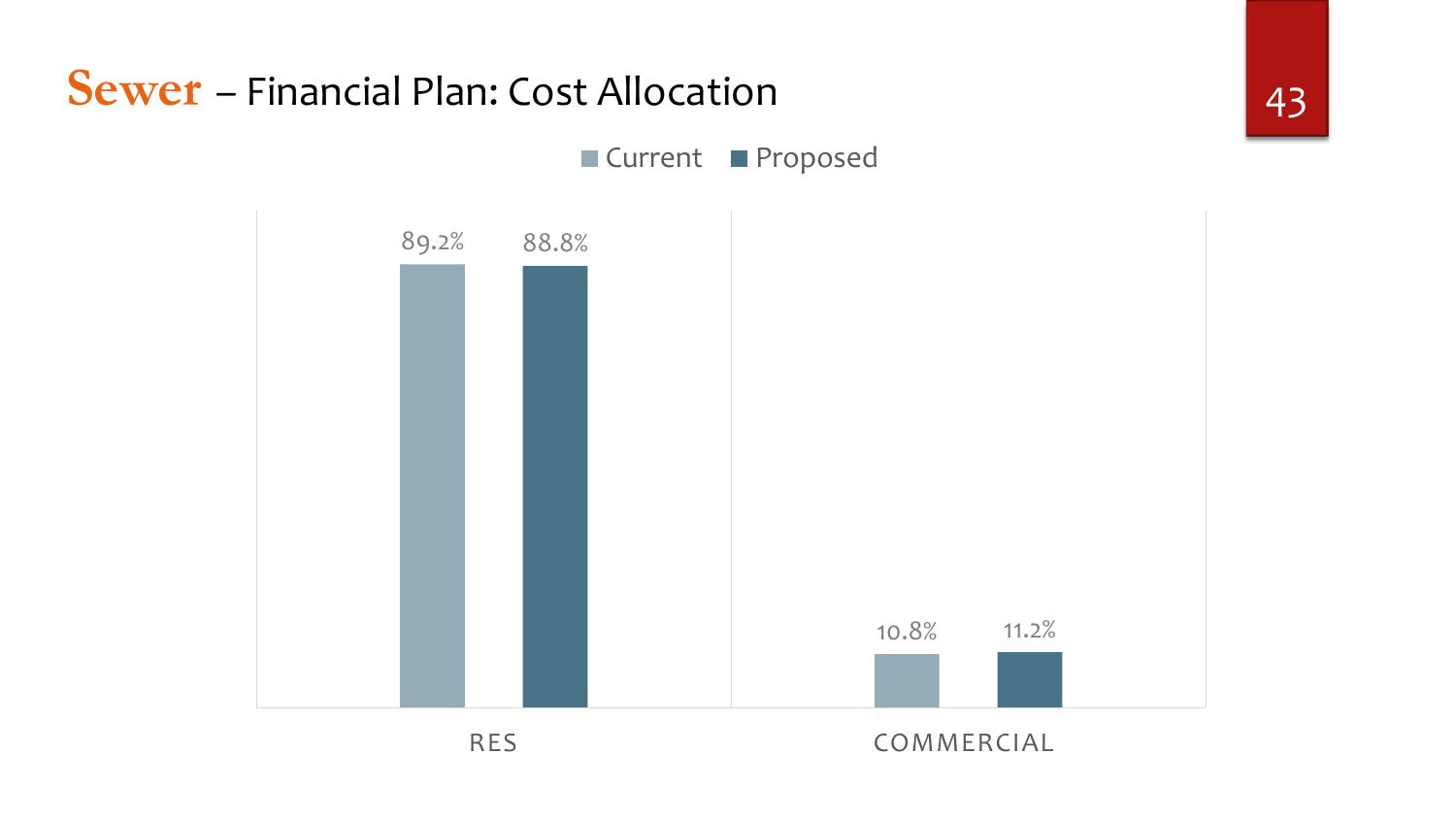# Sewer – Financial Plan: Cost Allocation

| | Current | Proposed |
|---|---|---|
| RES | 89.2% | 88.8% |
| COMMERCIAL | 10.8% | 11.2% |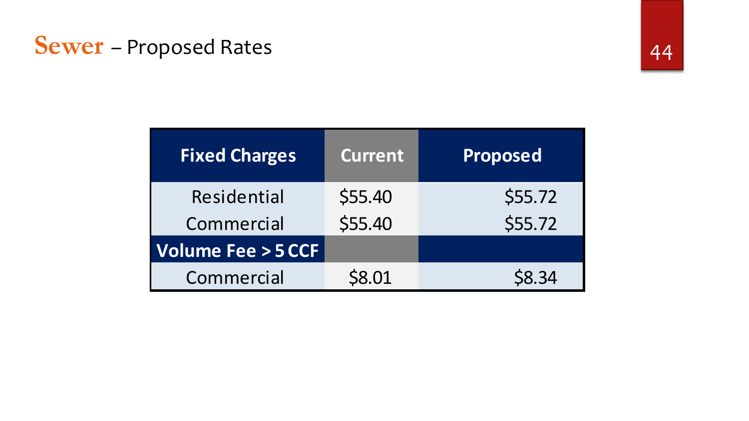# Sewer – Proposed Rates

| Fixed Charges | Current | Proposed |
|---|---|---|
| Residential | $55.40 | $55.72 |
| Commercial | $55.40 | $55.72 |
| **Volume Fee > 5 CCF** | | |
| Commercial | $8.01 | $8.34 |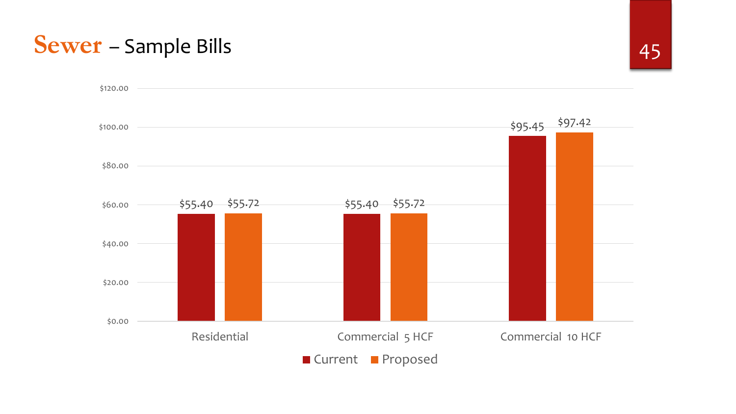# Sewer – Sample Bills

| | Current | Proposed |
|---|---|---|
| Residential | $55.40 | $55.72 |
| Commercial 5 HCF | $55.40 | $55.72 |
| Commercial 10 HCF | $95.45 | $97.42 |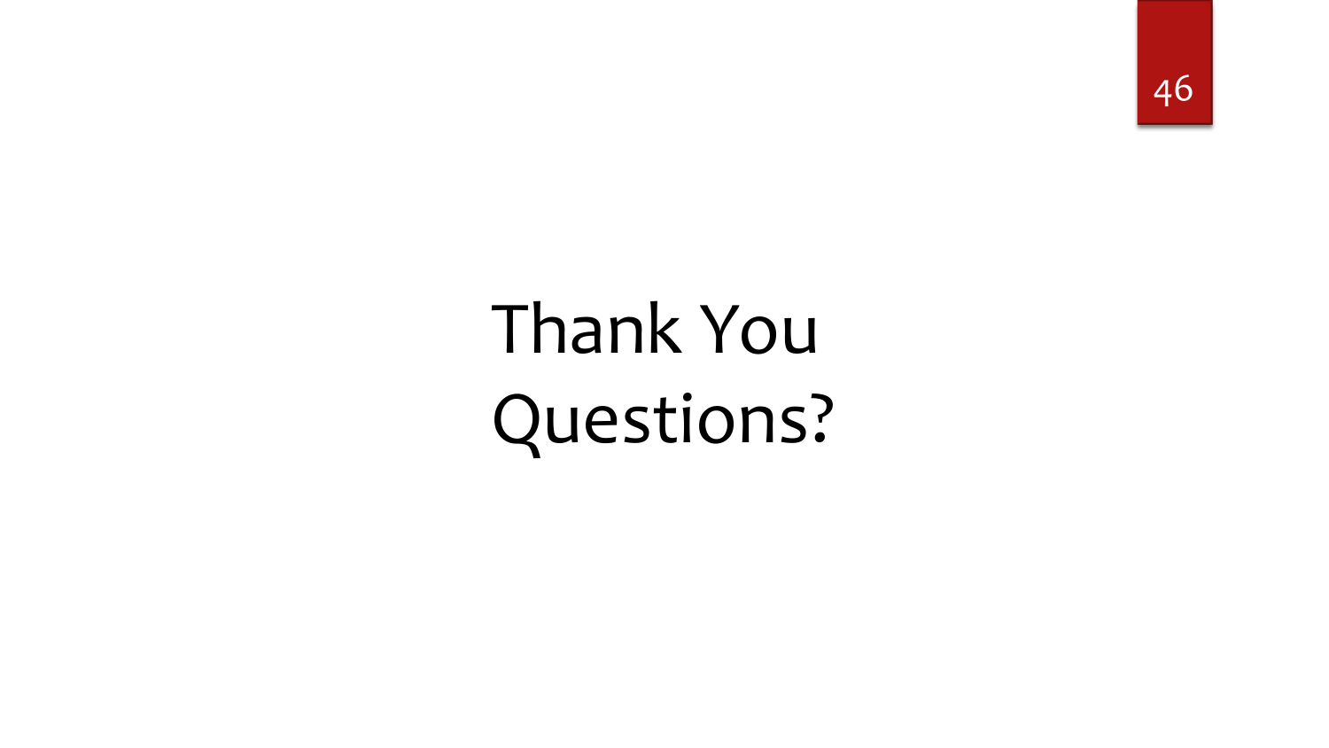Thank You

Questions?